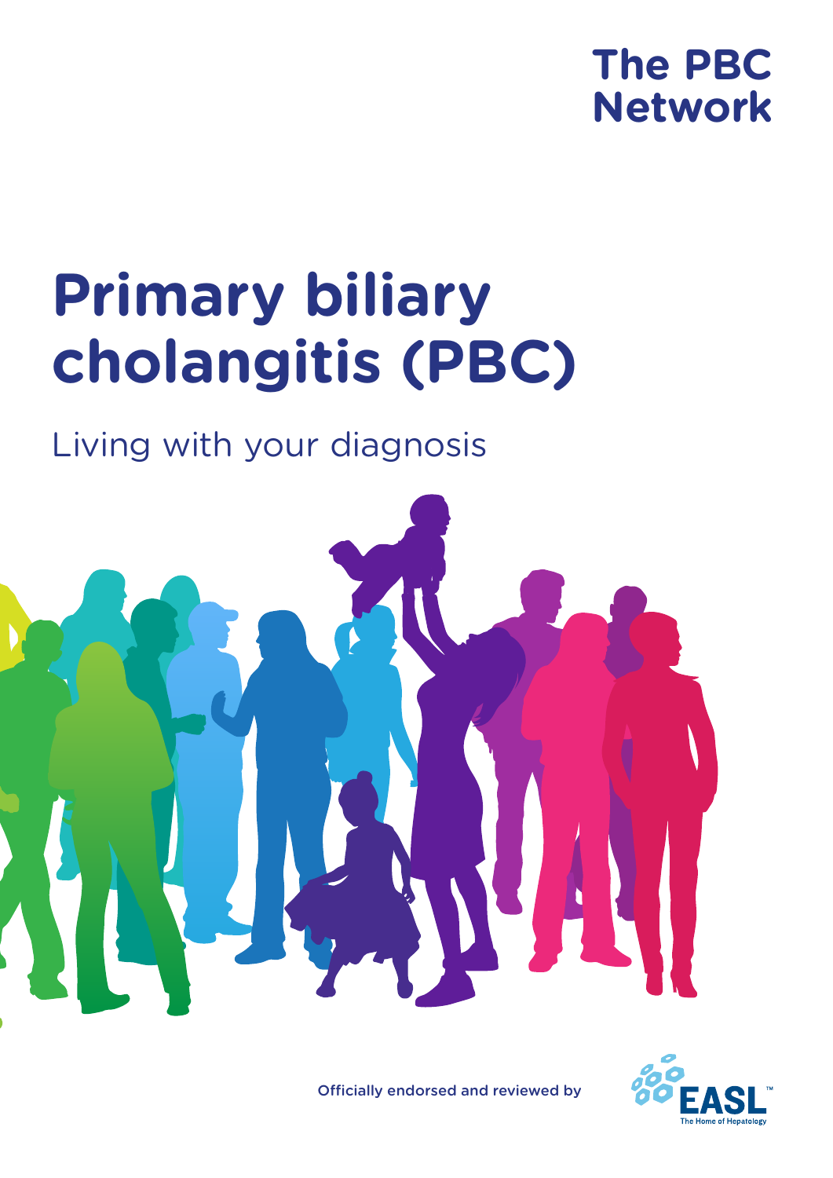The PBC Network

# Primary biliary cholangitis (PBC)

## Living with your diagnosis

Officially endorsed and reviewed by

EASL The Home of Hepatology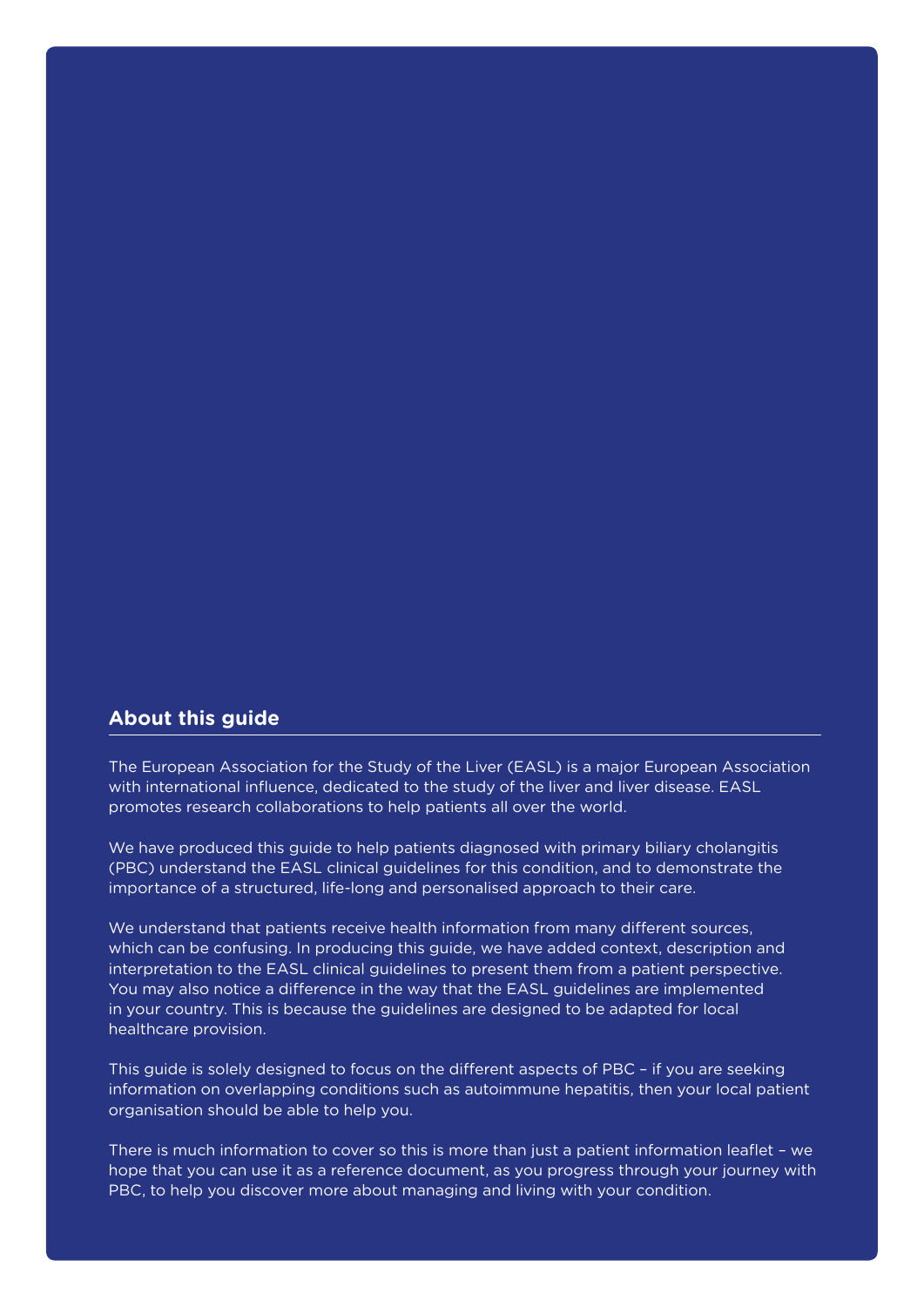## About this guide

The European Association for the Study of the Liver (EASL) is a major European Association with international influence, dedicated to the study of the liver and liver disease. EASL promotes research collaborations to help patients all over the world.

We have produced this guide to help patients diagnosed with primary biliary cholangitis (PBC) understand the EASL clinical guidelines for this condition, and to demonstrate the importance of a structured, life-long and personalised approach to their care.

We understand that patients receive health information from many different sources, which can be confusing. In producing this guide, we have added context, description and interpretation to the EASL clinical guidelines to present them from a patient perspective. You may also notice a difference in the way that the EASL guidelines are implemented in your country. This is because the guidelines are designed to be adapted for local healthcare provision.

This guide is solely designed to focus on the different aspects of PBC – if you are seeking information on overlapping conditions such as autoimmune hepatitis, then your local patient organisation should be able to help you.

There is much information to cover so this is more than just a patient information leaflet – we hope that you can use it as a reference document, as you progress through your journey with PBC, to help you discover more about managing and living with your condition.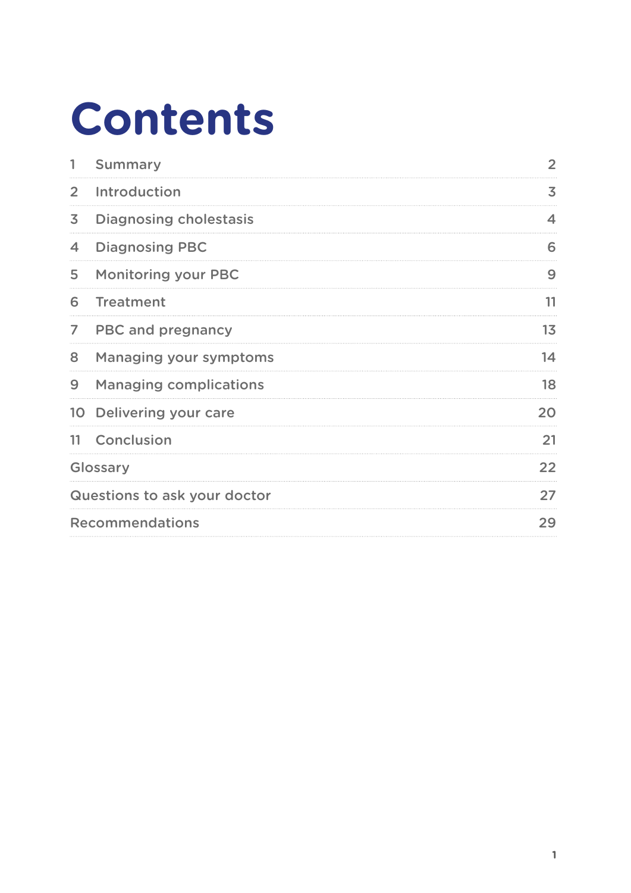# Contents

| | | |
|---|---|---|
| 1 | Summary | 2 |
| 2 | Introduction | 3 |
| 3 | Diagnosing cholestasis | 4 |
| 4 | Diagnosing PBC | 6 |
| 5 | Monitoring your PBC | 9 |
| 6 | Treatment | 11 |
| 7 | PBC and pregnancy | 13 |
| 8 | Managing your symptoms | 14 |
| 9 | Managing complications | 18 |
| 10 | Delivering your care | 20 |
| 11 | Conclusion | 21 |
| Glossary | | 22 |
| Questions to ask your doctor | | 27 |
| Recommendations | | 29 |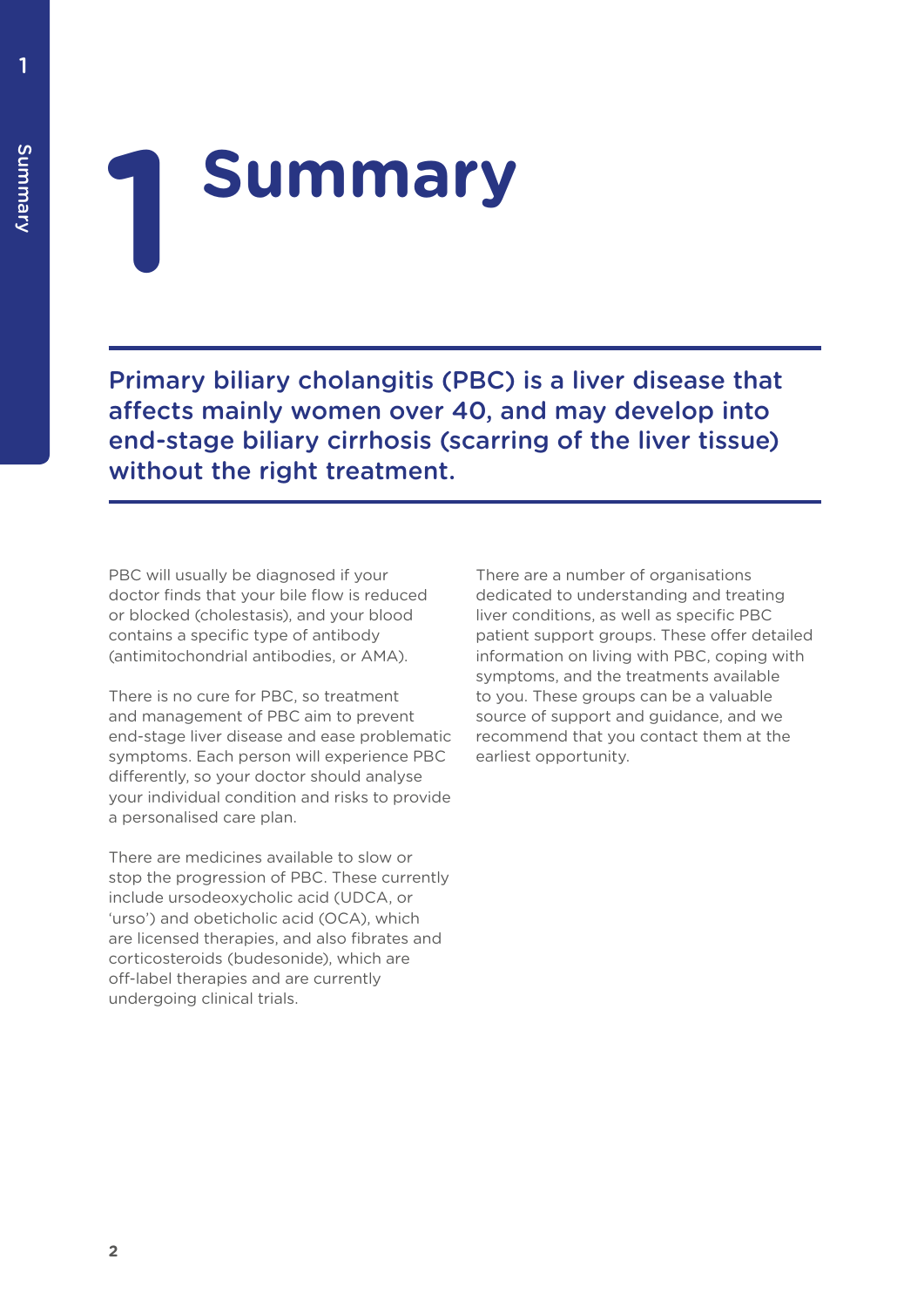# 1 Summary

**Primary biliary cholangitis (PBC) is a liver disease that affects mainly women over 40, and may develop into end-stage biliary cirrhosis (scarring of the liver tissue) without the right treatment.**

PBC will usually be diagnosed if your doctor finds that your bile flow is reduced or blocked (cholestasis), and your blood contains a specific type of antibody (antimitochondrial antibodies, or AMA).

There is no cure for PBC, so treatment and management of PBC aim to prevent end-stage liver disease and ease problematic symptoms. Each person will experience PBC differently, so your doctor should analyse your individual condition and risks to provide a personalised care plan.

There are medicines available to slow or stop the progression of PBC. These currently include ursodeoxycholic acid (UDCA, or 'urso') and obeticholic acid (OCA), which are licensed therapies, and also fibrates and corticosteroids (budesonide), which are off-label therapies and are currently undergoing clinical trials.

There are a number of organisations dedicated to understanding and treating liver conditions, as well as specific PBC patient support groups. These offer detailed information on living with PBC, coping with symptoms, and the treatments available to you. These groups can be a valuable source of support and guidance, and we recommend that you contact them at the earliest opportunity.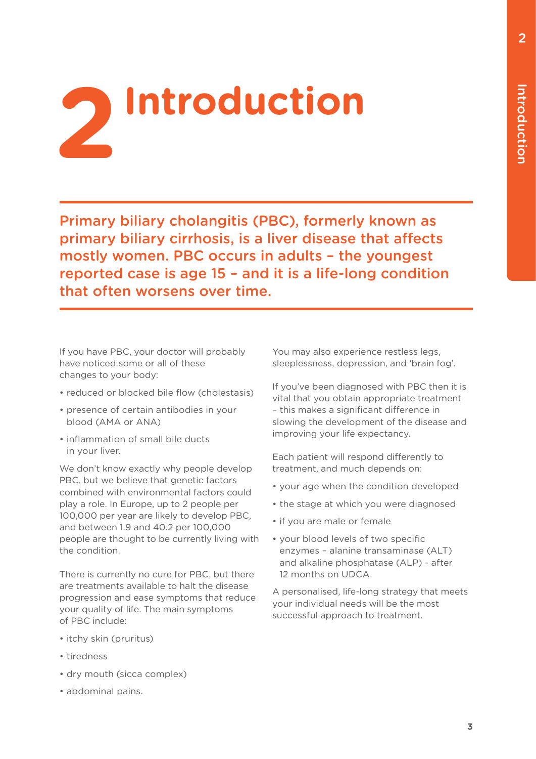# 2 Introduction

**Primary biliary cholangitis (PBC), formerly known as primary biliary cirrhosis, is a liver disease that affects mostly women. PBC occurs in adults – the youngest reported case is age 15 – and it is a life-long condition that often worsens over time.**

If you have PBC, your doctor will probably have noticed some or all of these changes to your body:

- reduced or blocked bile flow (cholestasis)
- presence of certain antibodies in your blood (AMA or ANA)
- inflammation of small bile ducts in your liver.

We don't know exactly why people develop PBC, but we believe that genetic factors combined with environmental factors could play a role. In Europe, up to 2 people per 100,000 per year are likely to develop PBC, and between 1.9 and 40.2 per 100,000 people are thought to be currently living with the condition.

There is currently no cure for PBC, but there are treatments available to halt the disease progression and ease symptoms that reduce your quality of life. The main symptoms of PBC include:

- itchy skin (pruritus)
- tiredness
- dry mouth (sicca complex)
- abdominal pains.

You may also experience restless legs, sleeplessness, depression, and 'brain fog'.

If you've been diagnosed with PBC then it is vital that you obtain appropriate treatment – this makes a significant difference in slowing the development of the disease and improving your life expectancy.

Each patient will respond differently to treatment, and much depends on:

- your age when the condition developed
- the stage at which you were diagnosed
- if you are male or female
- your blood levels of two specific enzymes – alanine transaminase (ALT) and alkaline phosphatase (ALP) - after 12 months on UDCA.

A personalised, life-long strategy that meets your individual needs will be the most successful approach to treatment.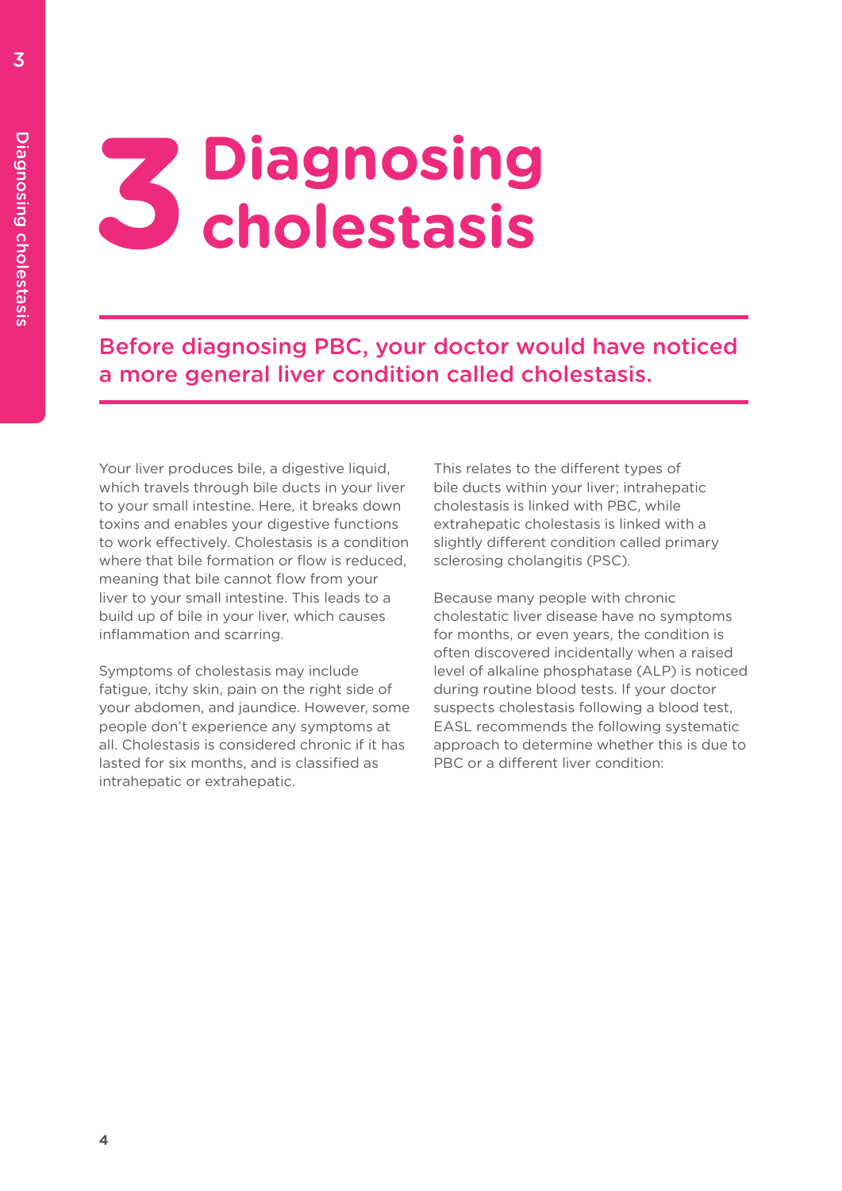# 3 Diagnosing cholestasis

**Before diagnosing PBC, your doctor would have noticed a more general liver condition called cholestasis.**

Your liver produces bile, a digestive liquid, which travels through bile ducts in your liver to your small intestine. Here, it breaks down toxins and enables your digestive functions to work effectively. Cholestasis is a condition where that bile formation or flow is reduced, meaning that bile cannot flow from your liver to your small intestine. This leads to a build up of bile in your liver, which causes inflammation and scarring.

Symptoms of cholestasis may include fatigue, itchy skin, pain on the right side of your abdomen, and jaundice. However, some people don't experience any symptoms at all. Cholestasis is considered chronic if it has lasted for six months, and is classified as intrahepatic or extrahepatic.

This relates to the different types of bile ducts within your liver; intrahepatic cholestasis is linked with PBC, while extrahepatic cholestasis is linked with a slightly different condition called primary sclerosing cholangitis (PSC).

Because many people with chronic cholestatic liver disease have no symptoms for months, or even years, the condition is often discovered incidentally when a raised level of alkaline phosphatase (ALP) is noticed during routine blood tests. If your doctor suspects cholestasis following a blood test, EASL recommends the following systematic approach to determine whether this is due to PBC or a different liver condition: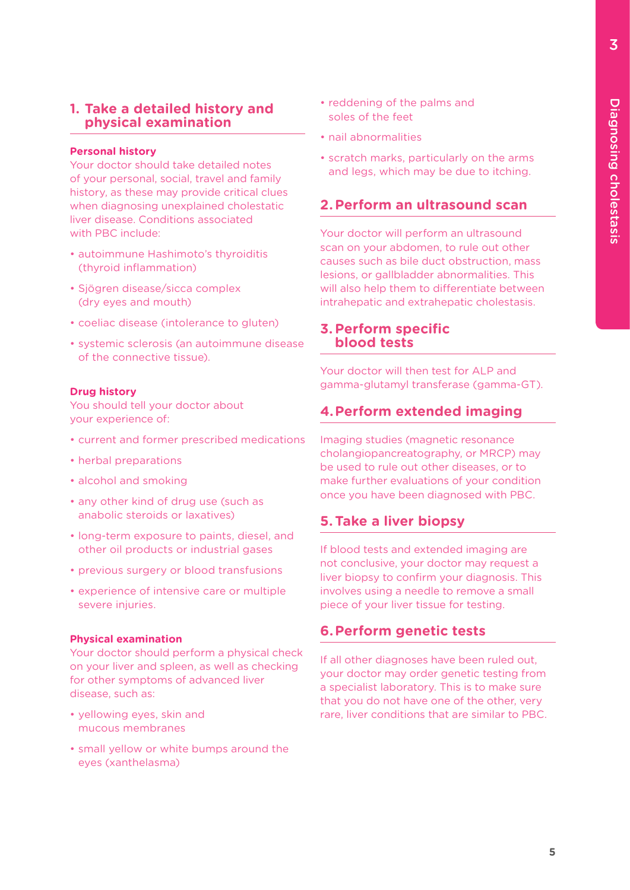## 1. Take a detailed history and physical examination

### Personal history

Your doctor should take detailed notes of your personal, social, travel and family history, as these may provide critical clues when diagnosing unexplained cholestatic liver disease. Conditions associated with PBC include:

- autoimmune Hashimoto's thyroiditis (thyroid inflammation)
- Sjögren disease/sicca complex (dry eyes and mouth)
- coeliac disease (intolerance to gluten)
- systemic sclerosis (an autoimmune disease of the connective tissue).

### Drug history

You should tell your doctor about your experience of:

- current and former prescribed medications
- herbal preparations
- alcohol and smoking
- any other kind of drug use (such as anabolic steroids or laxatives)
- long-term exposure to paints, diesel, and other oil products or industrial gases
- previous surgery or blood transfusions
- experience of intensive care or multiple severe injuries.

### Physical examination

Your doctor should perform a physical check on your liver and spleen, as well as checking for other symptoms of advanced liver disease, such as:

- yellowing eyes, skin and mucous membranes
- small yellow or white bumps around the eyes (xanthelasma)
- reddening of the palms and soles of the feet
- nail abnormalities
- scratch marks, particularly on the arms and legs, which may be due to itching.

## 2. Perform an ultrasound scan

Your doctor will perform an ultrasound scan on your abdomen, to rule out other causes such as bile duct obstruction, mass lesions, or gallbladder abnormalities. This will also help them to differentiate between intrahepatic and extrahepatic cholestasis.

## 3. Perform specific blood tests

Your doctor will then test for ALP and gamma-glutamyl transferase (gamma-GT).

## 4. Perform extended imaging

Imaging studies (magnetic resonance cholangiopancreatography, or MRCP) may be used to rule out other diseases, or to make further evaluations of your condition once you have been diagnosed with PBC.

## 5. Take a liver biopsy

If blood tests and extended imaging are not conclusive, your doctor may request a liver biopsy to confirm your diagnosis. This involves using a needle to remove a small piece of your liver tissue for testing.

## 6. Perform genetic tests

If all other diagnoses have been ruled out, your doctor may order genetic testing from a specialist laboratory. This is to make sure that you do not have one of the other, very rare, liver conditions that are similar to PBC.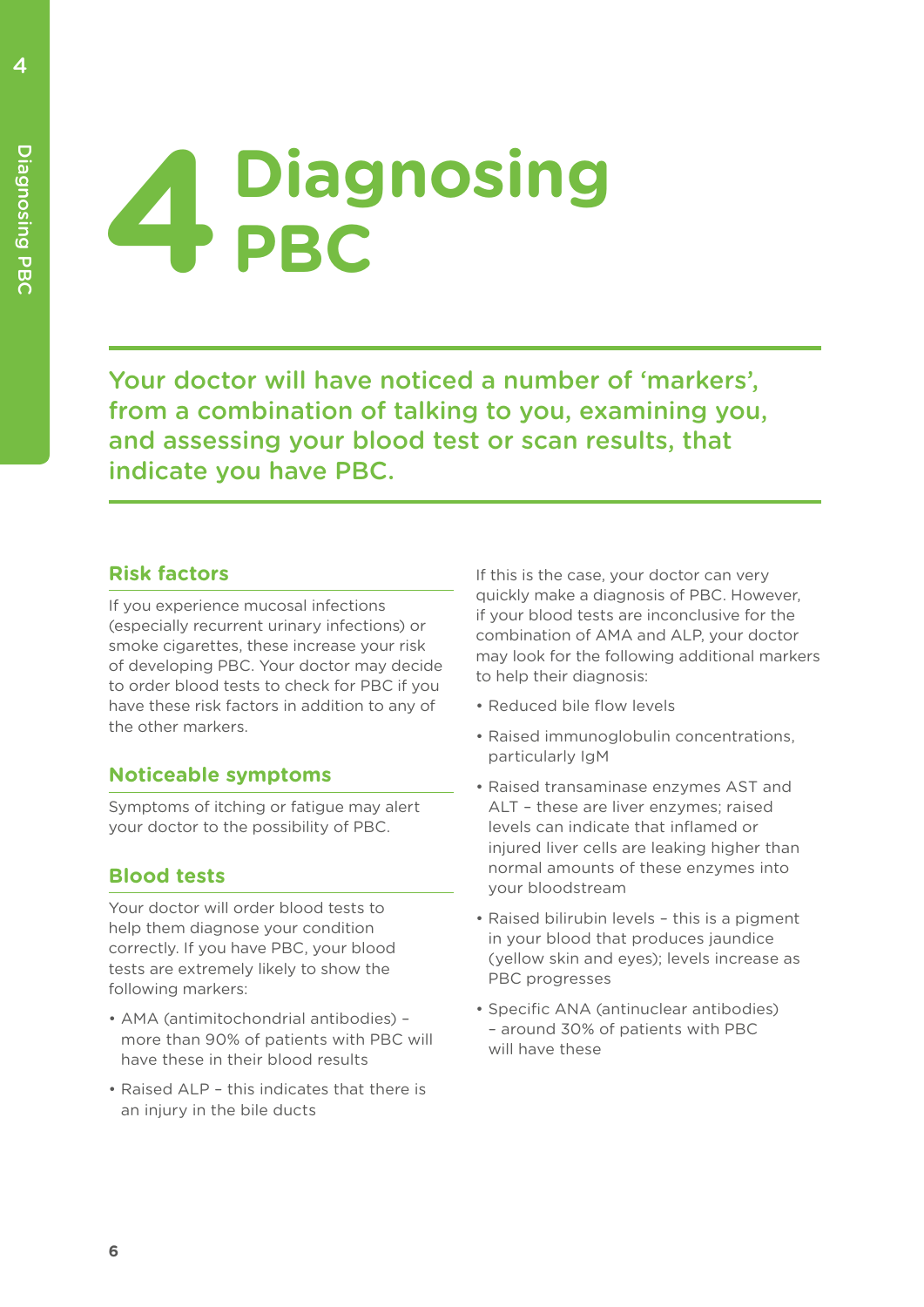# 4 Diagnosing PBC

**Your doctor will have noticed a number of 'markers', from a combination of talking to you, examining you, and assessing your blood test or scan results, that indicate you have PBC.**

## Risk factors

If you experience mucosal infections (especially recurrent urinary infections) or smoke cigarettes, these increase your risk of developing PBC. Your doctor may decide to order blood tests to check for PBC if you have these risk factors in addition to any of the other markers.

## Noticeable symptoms

Symptoms of itching or fatigue may alert your doctor to the possibility of PBC.

## Blood tests

Your doctor will order blood tests to help them diagnose your condition correctly. If you have PBC, your blood tests are extremely likely to show the following markers:

- AMA (antimitochondrial antibodies) – more than 90% of patients with PBC will have these in their blood results
- Raised ALP – this indicates that there is an injury in the bile ducts

If this is the case, your doctor can very quickly make a diagnosis of PBC. However, if your blood tests are inconclusive for the combination of AMA and ALP, your doctor may look for the following additional markers to help their diagnosis:

- Reduced bile flow levels
- Raised immunoglobulin concentrations, particularly IgM
- Raised transaminase enzymes AST and ALT – these are liver enzymes; raised levels can indicate that inflamed or injured liver cells are leaking higher than normal amounts of these enzymes into your bloodstream
- Raised bilirubin levels – this is a pigment in your blood that produces jaundice (yellow skin and eyes); levels increase as PBC progresses
- Specific ANA (antinuclear antibodies) – around 30% of patients with PBC will have these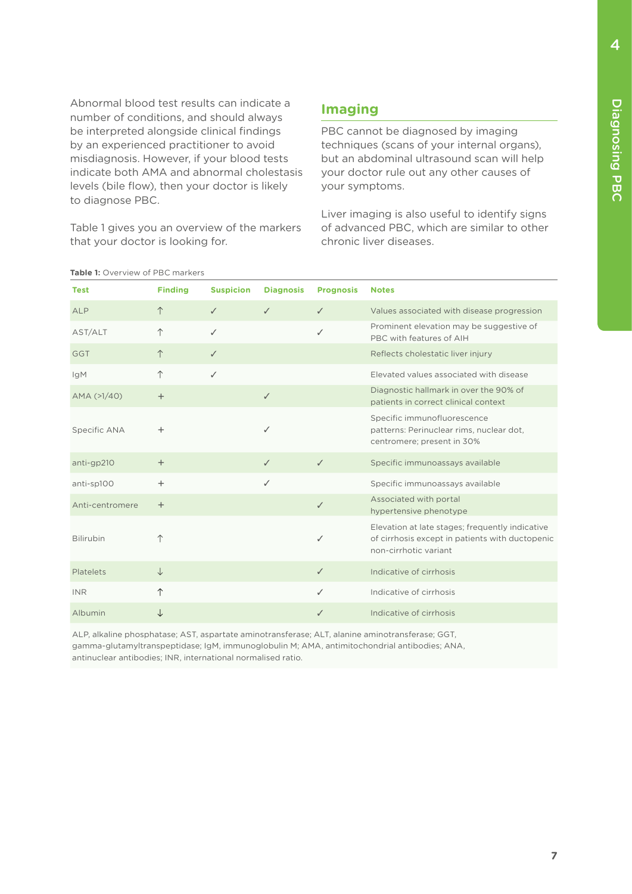Abnormal blood test results can indicate a number of conditions, and should always be interpreted alongside clinical findings by an experienced practitioner to avoid misdiagnosis. However, if your blood tests indicate both AMA and abnormal cholestasis levels (bile flow), then your doctor is likely to diagnose PBC.

Table 1 gives you an overview of the markers that your doctor is looking for.

## Imaging

PBC cannot be diagnosed by imaging techniques (scans of your internal organs), but an abdominal ultrasound scan will help your doctor rule out any other causes of your symptoms.

Liver imaging is also useful to identify signs of advanced PBC, which are similar to other chronic liver diseases.

**Table 1:** Overview of PBC markers

| Test | Finding | Suspicion | Diagnosis | Prognosis | Notes |
|---|---|---|---|---|---|
| ALP | ↑ | ✓ | ✓ | ✓ | Values associated with disease progression |
| AST/ALT | ↑ | ✓ | | ✓ | Prominent elevation may be suggestive of PBC with features of AIH |
| GGT | ↑ | ✓ | | | Reflects cholestatic liver injury |
| IgM | ↑ | ✓ | | | Elevated values associated with disease |
| AMA (>1/40) | + | | ✓ | | Diagnostic hallmark in over the 90% of patients in correct clinical context |
| Specific ANA | + | | ✓ | | Specific immunofluorescence patterns: Perinuclear rims, nuclear dot, centromere; present in 30% |
| anti-gp210 | + | | ✓ | ✓ | Specific immunoassays available |
| anti-sp100 | + | | ✓ | | Specific immunoassays available |
| Anti-centromere | + | | | ✓ | Associated with portal hypertensive phenotype |
| Bilirubin | ↑ | | | ✓ | Elevation at late stages; frequently indicative of cirrhosis except in patients with ductopenic non-cirrhotic variant |
| Platelets | ↓ | | | ✓ | Indicative of cirrhosis |
| INR | ↑ | | | ✓ | Indicative of cirrhosis |
| Albumin | ↓ | | | ✓ | Indicative of cirrhosis |

ALP, alkaline phosphatase; AST, aspartate aminotransferase; ALT, alanine aminotransferase; GGT, gamma-glutamyltranspeptidase; IgM, immunoglobulin M; AMA, antimitochondrial antibodies; ANA, antinuclear antibodies; INR, international normalised ratio.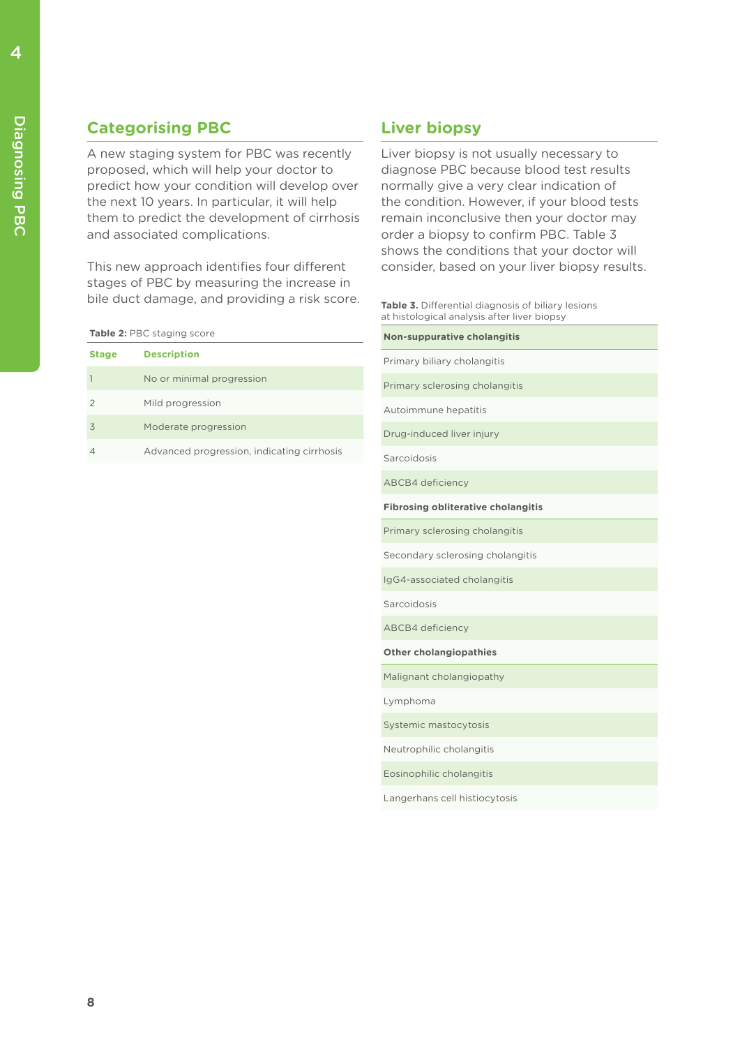## Categorising PBC

A new staging system for PBC was recently proposed, which will help your doctor to predict how your condition will develop over the next 10 years. In particular, it will help them to predict the development of cirrhosis and associated complications.

This new approach identifies four different stages of PBC by measuring the increase in bile duct damage, and providing a risk score.

**Table 2:** PBC staging score

| Stage | Description |
|---|---|
| 1 | No or minimal progression |
| 2 | Mild progression |
| 3 | Moderate progression |
| 4 | Advanced progression, indicating cirrhosis |

## Liver biopsy

Liver biopsy is not usually necessary to diagnose PBC because blood test results normally give a very clear indication of the condition. However, if your blood tests remain inconclusive then your doctor may order a biopsy to confirm PBC. Table 3 shows the conditions that your doctor will consider, based on your liver biopsy results.

**Table 3.** Differential diagnosis of biliary lesions at histological analysis after liver biopsy

| **Non-suppurative cholangitis** |
|---|
| Primary biliary cholangitis |
| Primary sclerosing cholangitis |
| Autoimmune hepatitis |
| Drug-induced liver injury |
| Sarcoidosis |
| ABCB4 deficiency |
| **Fibrosing obliterative cholangitis** |
| Primary sclerosing cholangitis |
| Secondary sclerosing cholangitis |
| IgG4-associated cholangitis |
| Sarcoidosis |
| ABCB4 deficiency |
| **Other cholangiopathies** |
| Malignant cholangiopathy |
| Lymphoma |
| Systemic mastocytosis |
| Neutrophilic cholangitis |
| Eosinophilic cholangitis |
| Langerhans cell histiocytosis |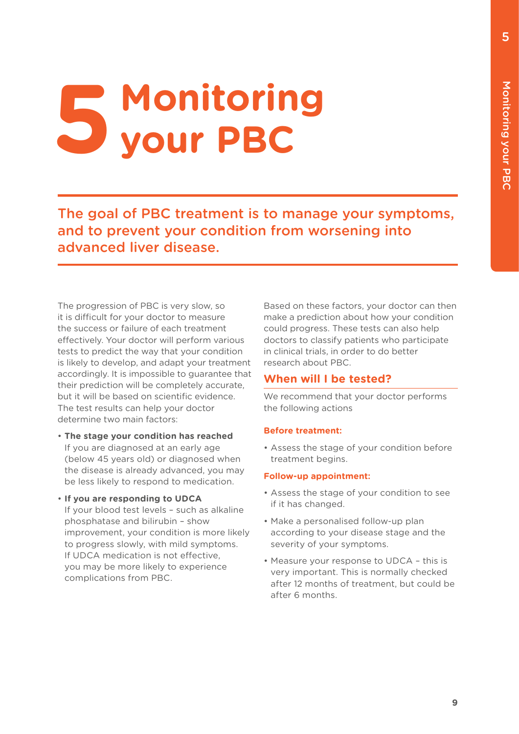# 5 Monitoring your PBC

**The goal of PBC treatment is to manage your symptoms, and to prevent your condition from worsening into advanced liver disease.**

The progression of PBC is very slow, so it is difficult for your doctor to measure the success or failure of each treatment effectively. Your doctor will perform various tests to predict the way that your condition is likely to develop, and adapt your treatment accordingly. It is impossible to guarantee that their prediction will be completely accurate, but it will be based on scientific evidence. The test results can help your doctor determine two main factors:

- **The stage your condition has reached**
  If you are diagnosed at an early age (below 45 years old) or diagnosed when the disease is already advanced, you may be less likely to respond to medication.

- **If you are responding to UDCA**
  If your blood test levels – such as alkaline phosphatase and bilirubin – show improvement, your condition is more likely to progress slowly, with mild symptoms. If UDCA medication is not effective, you may be more likely to experience complications from PBC.

Based on these factors, your doctor can then make a prediction about how your condition could progress. These tests can also help doctors to classify patients who participate in clinical trials, in order to do better research about PBC.

## When will I be tested?

We recommend that your doctor performs the following actions

### Before treatment:

- Assess the stage of your condition before treatment begins.

### Follow-up appointment:

- Assess the stage of your condition to see if it has changed.
- Make a personalised follow-up plan according to your disease stage and the severity of your symptoms.
- Measure your response to UDCA – this is very important. This is normally checked after 12 months of treatment, but could be after 6 months.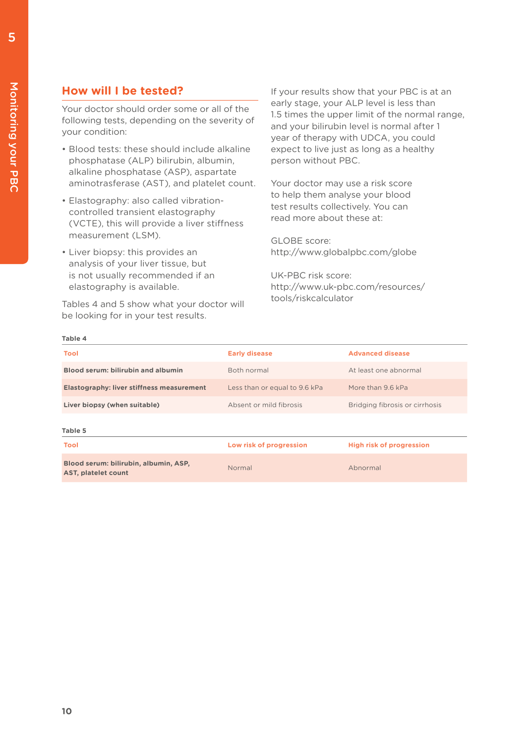## How will I be tested?

Your doctor should order some or all of the following tests, depending on the severity of your condition:

- Blood tests: these should include alkaline phosphatase (ALP) bilirubin, albumin, alkaline phosphatase (ASP), aspartate aminotrasferase (AST), and platelet count.
- Elastography: also called vibration-controlled transient elastography (VCTE), this will provide a liver stiffness measurement (LSM).
- Liver biopsy: this provides an analysis of your liver tissue, but is not usually recommended if an elastography is available.

Tables 4 and 5 show what your doctor will be looking for in your test results.

If your results show that your PBC is at an early stage, your ALP level is less than 1.5 times the upper limit of the normal range, and your bilirubin level is normal after 1 year of therapy with UDCA, you could expect to live just as long as a healthy person without PBC.

Your doctor may use a risk score to help them analyse your blood test results collectively. You can read more about these at:

GLOBE score:
http://www.globalpbc.com/globe

UK-PBC risk score:
http://www.uk-pbc.com/resources/tools/riskcalculator

**Table 4**

| Tool | Early disease | Advanced disease |
|---|---|---|
| **Blood serum: bilirubin and albumin** | Both normal | At least one abnormal |
| **Elastography: liver stiffness measurement** | Less than or equal to 9.6 kPa | More than 9.6 kPa |
| **Liver biopsy (when suitable)** | Absent or mild fibrosis | Bridging fibrosis or cirrhosis |

**Table 5**

| Tool | Low risk of progression | High risk of progression |
|---|---|---|
| **Blood serum: bilirubin, albumin, ASP, AST, platelet count** | Normal | Abnormal |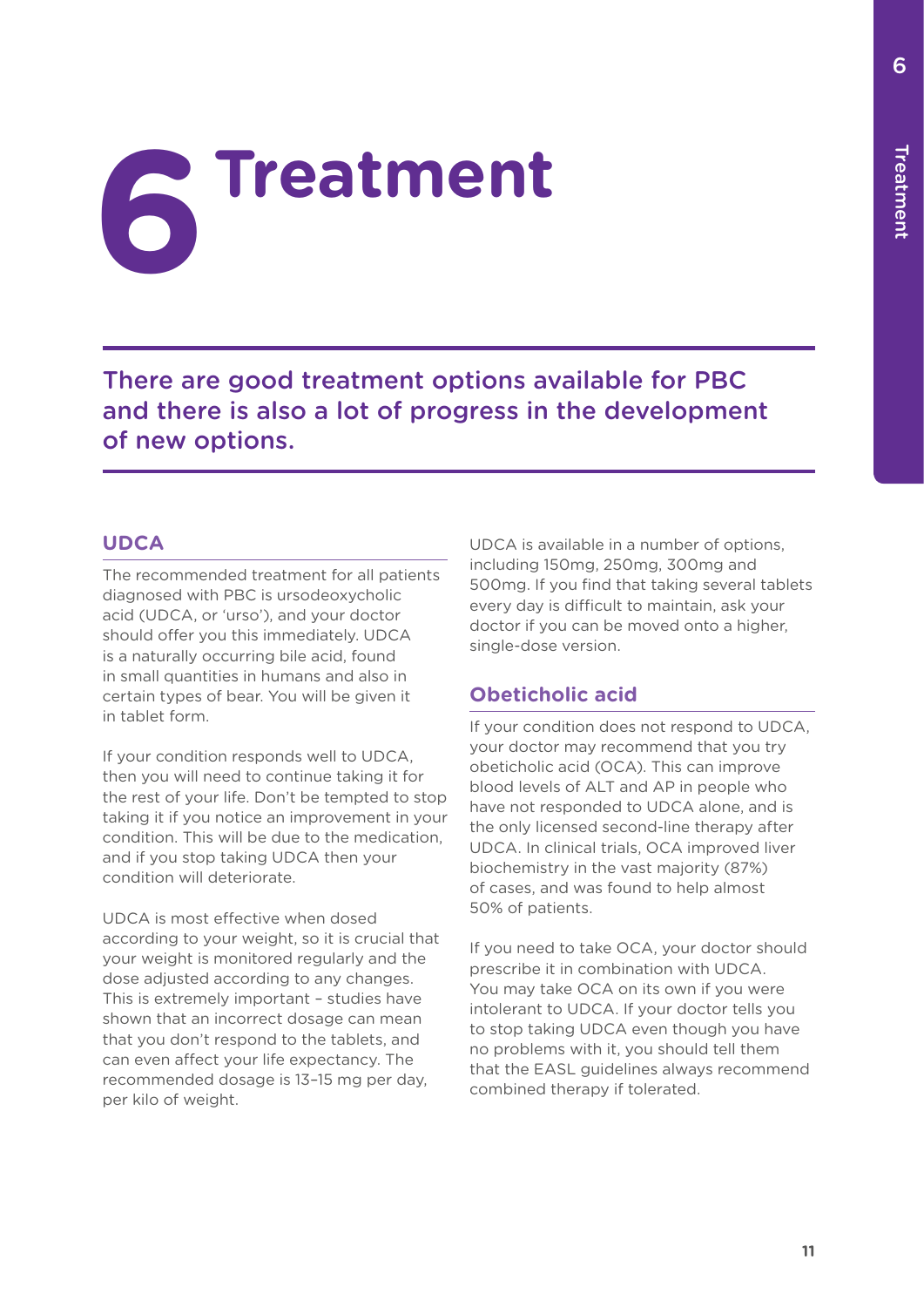# 6 Treatment

There are good treatment options available for PBC and there is also a lot of progress in the development of new options.

## UDCA

The recommended treatment for all patients diagnosed with PBC is ursodeoxycholic acid (UDCA, or 'urso'), and your doctor should offer you this immediately. UDCA is a naturally occurring bile acid, found in small quantities in humans and also in certain types of bear. You will be given it in tablet form.

If your condition responds well to UDCA, then you will need to continue taking it for the rest of your life. Don't be tempted to stop taking it if you notice an improvement in your condition. This will be due to the medication, and if you stop taking UDCA then your condition will deteriorate.

UDCA is most effective when dosed according to your weight, so it is crucial that your weight is monitored regularly and the dose adjusted according to any changes. This is extremely important – studies have shown that an incorrect dosage can mean that you don't respond to the tablets, and can even affect your life expectancy. The recommended dosage is 13–15 mg per day, per kilo of weight.

UDCA is available in a number of options, including 150mg, 250mg, 300mg and 500mg. If you find that taking several tablets every day is difficult to maintain, ask your doctor if you can be moved onto a higher, single-dose version.

## Obeticholic acid

If your condition does not respond to UDCA, your doctor may recommend that you try obeticholic acid (OCA). This can improve blood levels of ALT and AP in people who have not responded to UDCA alone, and is the only licensed second-line therapy after UDCA. In clinical trials, OCA improved liver biochemistry in the vast majority (87%) of cases, and was found to help almost 50% of patients.

If you need to take OCA, your doctor should prescribe it in combination with UDCA. You may take OCA on its own if you were intolerant to UDCA. If your doctor tells you to stop taking UDCA even though you have no problems with it, you should tell them that the EASL guidelines always recommend combined therapy if tolerated.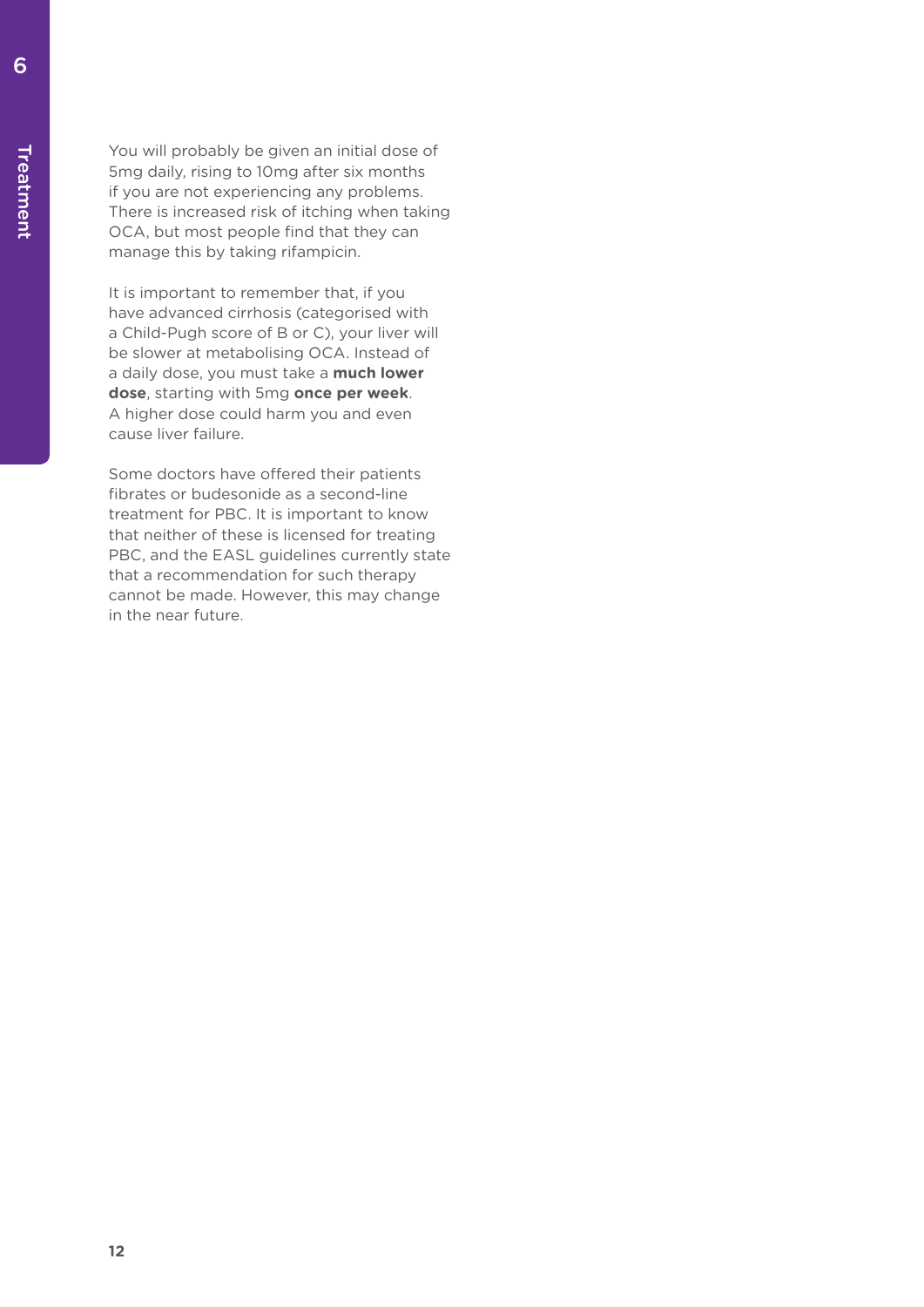You will probably be given an initial dose of 5mg daily, rising to 10mg after six months if you are not experiencing any problems. There is increased risk of itching when taking OCA, but most people find that they can manage this by taking rifampicin.

It is important to remember that, if you have advanced cirrhosis (categorised with a Child-Pugh score of B or C), your liver will be slower at metabolising OCA. Instead of a daily dose, you must take a **much lower dose**, starting with 5mg **once per week**. A higher dose could harm you and even cause liver failure.

Some doctors have offered their patients fibrates or budesonide as a second-line treatment for PBC. It is important to know that neither of these is licensed for treating PBC, and the EASL guidelines currently state that a recommendation for such therapy cannot be made. However, this may change in the near future.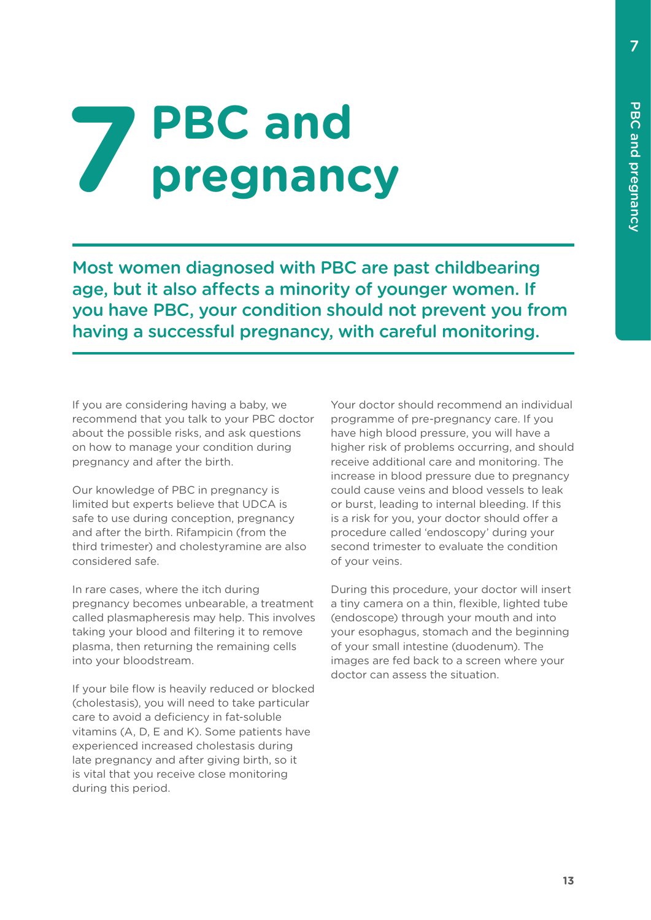# 7 PBC and pregnancy

**Most women diagnosed with PBC are past childbearing age, but it also affects a minority of younger women. If you have PBC, your condition should not prevent you from having a successful pregnancy, with careful monitoring.**

If you are considering having a baby, we recommend that you talk to your PBC doctor about the possible risks, and ask questions on how to manage your condition during pregnancy and after the birth.

Our knowledge of PBC in pregnancy is limited but experts believe that UDCA is safe to use during conception, pregnancy and after the birth. Rifampicin (from the third trimester) and cholestyramine are also considered safe.

In rare cases, where the itch during pregnancy becomes unbearable, a treatment called plasmapheresis may help. This involves taking your blood and filtering it to remove plasma, then returning the remaining cells into your bloodstream.

If your bile flow is heavily reduced or blocked (cholestasis), you will need to take particular care to avoid a deficiency in fat-soluble vitamins (A, D, E and K). Some patients have experienced increased cholestasis during late pregnancy and after giving birth, so it is vital that you receive close monitoring during this period.

Your doctor should recommend an individual programme of pre-pregnancy care. If you have high blood pressure, you will have a higher risk of problems occurring, and should receive additional care and monitoring. The increase in blood pressure due to pregnancy could cause veins and blood vessels to leak or burst, leading to internal bleeding. If this is a risk for you, your doctor should offer a procedure called 'endoscopy' during your second trimester to evaluate the condition of your veins.

During this procedure, your doctor will insert a tiny camera on a thin, flexible, lighted tube (endoscope) through your mouth and into your esophagus, stomach and the beginning of your small intestine (duodenum). The images are fed back to a screen where your doctor can assess the situation.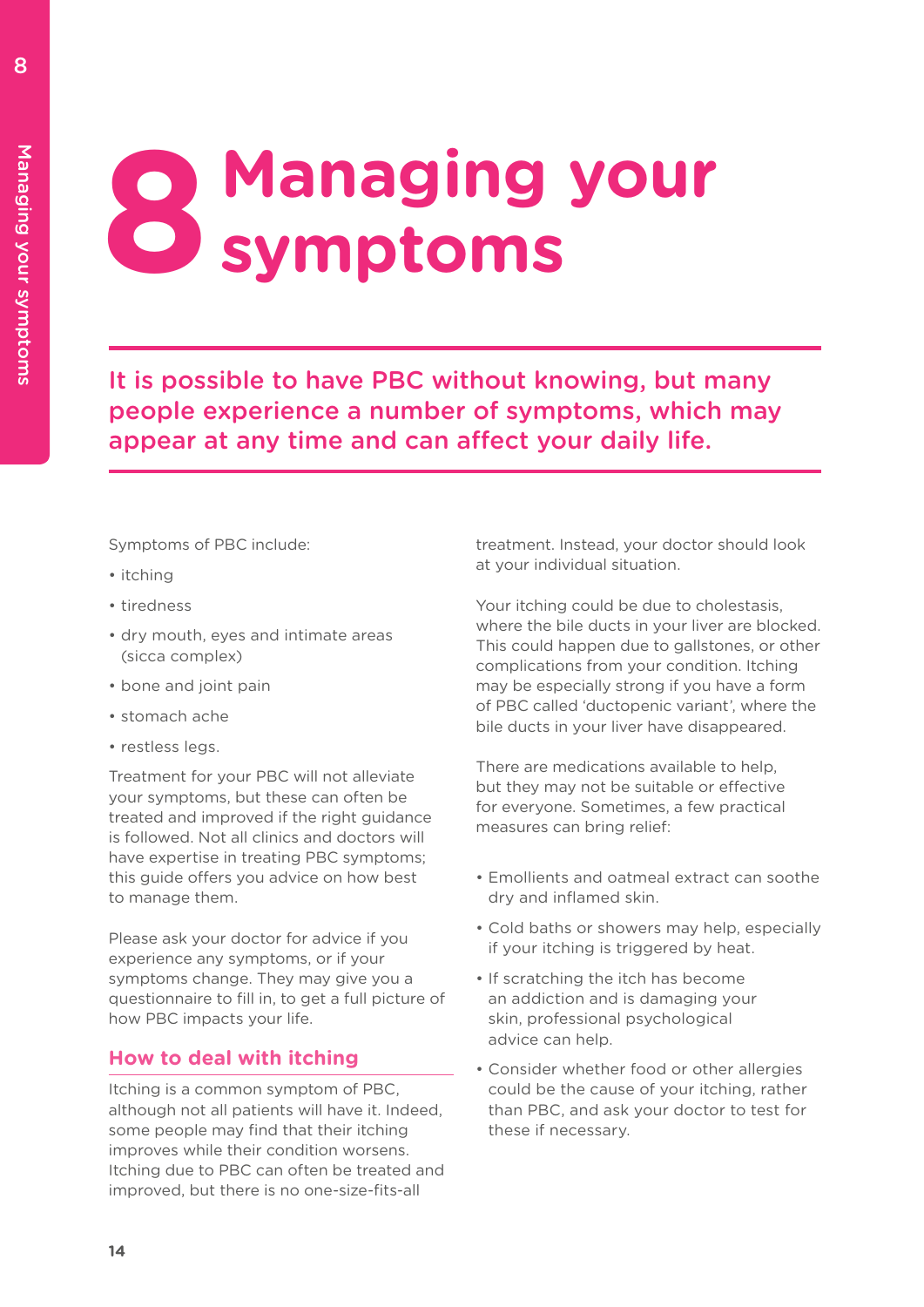# 8 Managing your symptoms

**It is possible to have PBC without knowing, but many people experience a number of symptoms, which may appear at any time and can affect your daily life.**

Symptoms of PBC include:

- itching
- tiredness
- dry mouth, eyes and intimate areas (sicca complex)
- bone and joint pain
- stomach ache
- restless legs.

Treatment for your PBC will not alleviate your symptoms, but these can often be treated and improved if the right guidance is followed. Not all clinics and doctors will have expertise in treating PBC symptoms; this guide offers you advice on how best to manage them.

Please ask your doctor for advice if you experience any symptoms, or if your symptoms change. They may give you a questionnaire to fill in, to get a full picture of how PBC impacts your life.

## How to deal with itching

Itching is a common symptom of PBC, although not all patients will have it. Indeed, some people may find that their itching improves while their condition worsens. Itching due to PBC can often be treated and improved, but there is no one-size-fits-all treatment. Instead, your doctor should look at your individual situation.

Your itching could be due to cholestasis, where the bile ducts in your liver are blocked. This could happen due to gallstones, or other complications from your condition. Itching may be especially strong if you have a form of PBC called 'ductopenic variant', where the bile ducts in your liver have disappeared.

There are medications available to help, but they may not be suitable or effective for everyone. Sometimes, a few practical measures can bring relief:

- Emollients and oatmeal extract can soothe dry and inflamed skin.
- Cold baths or showers may help, especially if your itching is triggered by heat.
- If scratching the itch has become an addiction and is damaging your skin, professional psychological advice can help.
- Consider whether food or other allergies could be the cause of your itching, rather than PBC, and ask your doctor to test for these if necessary.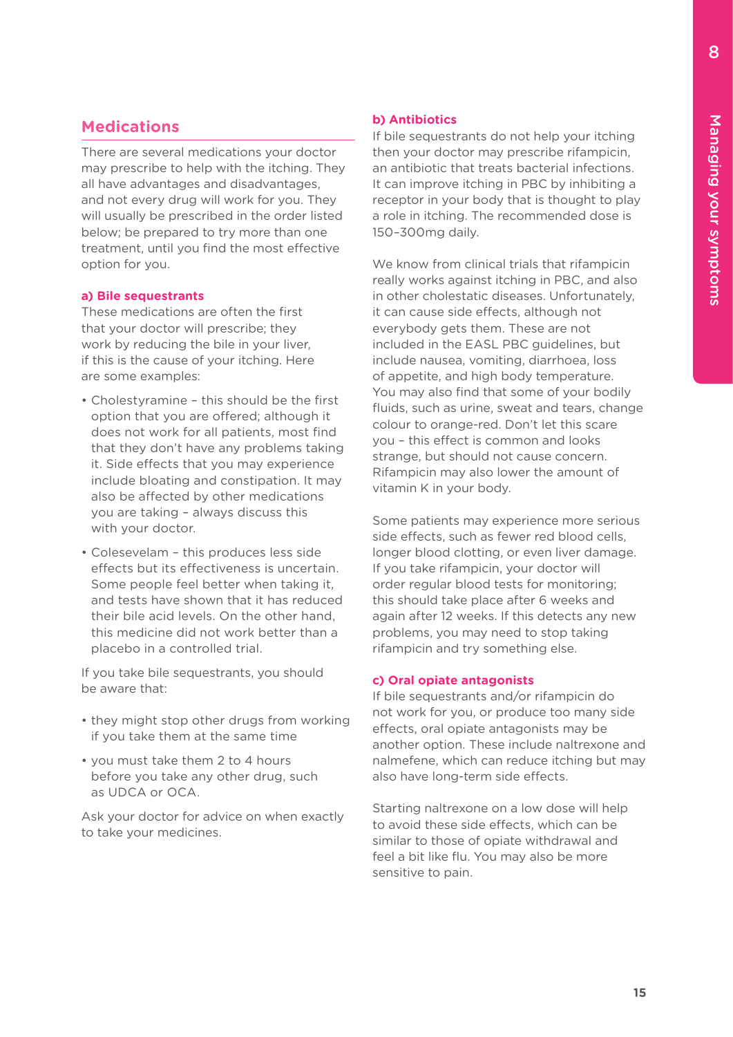## Medications

There are several medications your doctor may prescribe to help with the itching. They all have advantages and disadvantages, and not every drug will work for you. They will usually be prescribed in the order listed below; be prepared to try more than one treatment, until you find the most effective option for you.

### a) Bile sequestrants

These medications are often the first that your doctor will prescribe; they work by reducing the bile in your liver, if this is the cause of your itching. Here are some examples:

- Cholestyramine – this should be the first option that you are offered; although it does not work for all patients, most find that they don't have any problems taking it. Side effects that you may experience include bloating and constipation. It may also be affected by other medications you are taking – always discuss this with your doctor.
- Colesevelam – this produces less side effects but its effectiveness is uncertain. Some people feel better when taking it, and tests have shown that it has reduced their bile acid levels. On the other hand, this medicine did not work better than a placebo in a controlled trial.

If you take bile sequestrants, you should be aware that:

- they might stop other drugs from working if you take them at the same time
- you must take them 2 to 4 hours before you take any other drug, such as UDCA or OCA.

Ask your doctor for advice on when exactly to take your medicines.

### b) Antibiotics

If bile sequestrants do not help your itching then your doctor may prescribe rifampicin, an antibiotic that treats bacterial infections. It can improve itching in PBC by inhibiting a receptor in your body that is thought to play a role in itching. The recommended dose is 150–300mg daily.

We know from clinical trials that rifampicin really works against itching in PBC, and also in other cholestatic diseases. Unfortunately, it can cause side effects, although not everybody gets them. These are not included in the EASL PBC guidelines, but include nausea, vomiting, diarrhoea, loss of appetite, and high body temperature. You may also find that some of your bodily fluids, such as urine, sweat and tears, change colour to orange-red. Don't let this scare you – this effect is common and looks strange, but should not cause concern. Rifampicin may also lower the amount of vitamin K in your body.

Some patients may experience more serious side effects, such as fewer red blood cells, longer blood clotting, or even liver damage. If you take rifampicin, your doctor will order regular blood tests for monitoring; this should take place after 6 weeks and again after 12 weeks. If this detects any new problems, you may need to stop taking rifampicin and try something else.

### c) Oral opiate antagonists

If bile sequestrants and/or rifampicin do not work for you, or produce too many side effects, oral opiate antagonists may be another option. These include naltrexone and nalmefene, which can reduce itching but may also have long-term side effects.

Starting naltrexone on a low dose will help to avoid these side effects, which can be similar to those of opiate withdrawal and feel a bit like flu. You may also be more sensitive to pain.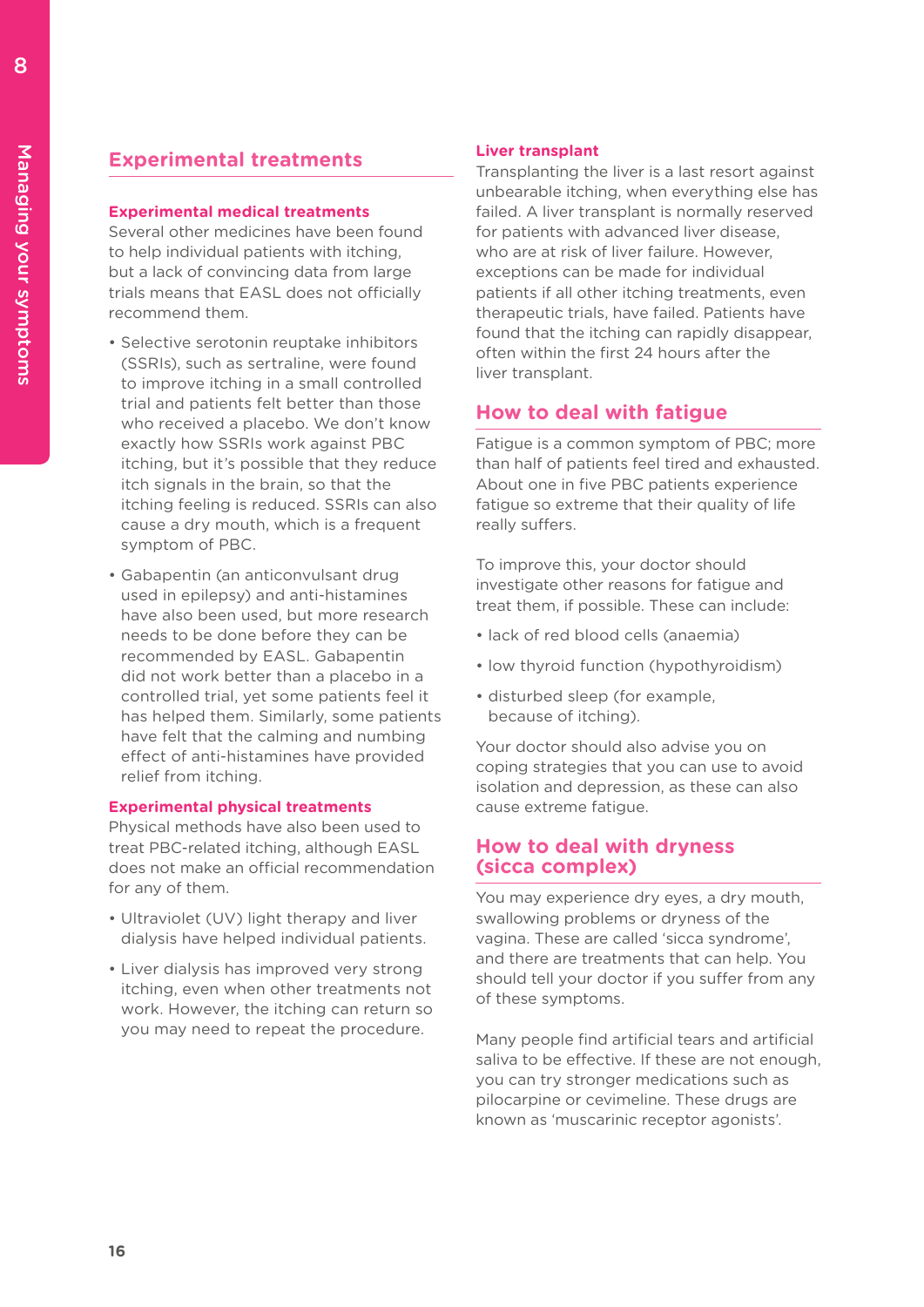## Experimental treatments

### Experimental medical treatments

Several other medicines have been found to help individual patients with itching, but a lack of convincing data from large trials means that EASL does not officially recommend them.

- Selective serotonin reuptake inhibitors (SSRIs), such as sertraline, were found to improve itching in a small controlled trial and patients felt better than those who received a placebo. We don't know exactly how SSRIs work against PBC itching, but it's possible that they reduce itch signals in the brain, so that the itching feeling is reduced. SSRIs can also cause a dry mouth, which is a frequent symptom of PBC.
- Gabapentin (an anticonvulsant drug used in epilepsy) and anti-histamines have also been used, but more research needs to be done before they can be recommended by EASL. Gabapentin did not work better than a placebo in a controlled trial, yet some patients feel it has helped them. Similarly, some patients have felt that the calming and numbing effect of anti-histamines have provided relief from itching.

### Experimental physical treatments

Physical methods have also been used to treat PBC-related itching, although EASL does not make an official recommendation for any of them.

- Ultraviolet (UV) light therapy and liver dialysis have helped individual patients.
- Liver dialysis has improved very strong itching, even when other treatments not work. However, the itching can return so you may need to repeat the procedure.

### Liver transplant

Transplanting the liver is a last resort against unbearable itching, when everything else has failed. A liver transplant is normally reserved for patients with advanced liver disease, who are at risk of liver failure. However, exceptions can be made for individual patients if all other itching treatments, even therapeutic trials, have failed. Patients have found that the itching can rapidly disappear, often within the first 24 hours after the liver transplant.

## How to deal with fatigue

Fatigue is a common symptom of PBC; more than half of patients feel tired and exhausted. About one in five PBC patients experience fatigue so extreme that their quality of life really suffers.

To improve this, your doctor should investigate other reasons for fatigue and treat them, if possible. These can include:

- lack of red blood cells (anaemia)
- low thyroid function (hypothyroidism)
- disturbed sleep (for example, because of itching).

Your doctor should also advise you on coping strategies that you can use to avoid isolation and depression, as these can also cause extreme fatigue.

## How to deal with dryness (sicca complex)

You may experience dry eyes, a dry mouth, swallowing problems or dryness of the vagina. These are called 'sicca syndrome', and there are treatments that can help. You should tell your doctor if you suffer from any of these symptoms.

Many people find artificial tears and artificial saliva to be effective. If these are not enough, you can try stronger medications such as pilocarpine or cevimeline. These drugs are known as 'muscarinic receptor agonists'.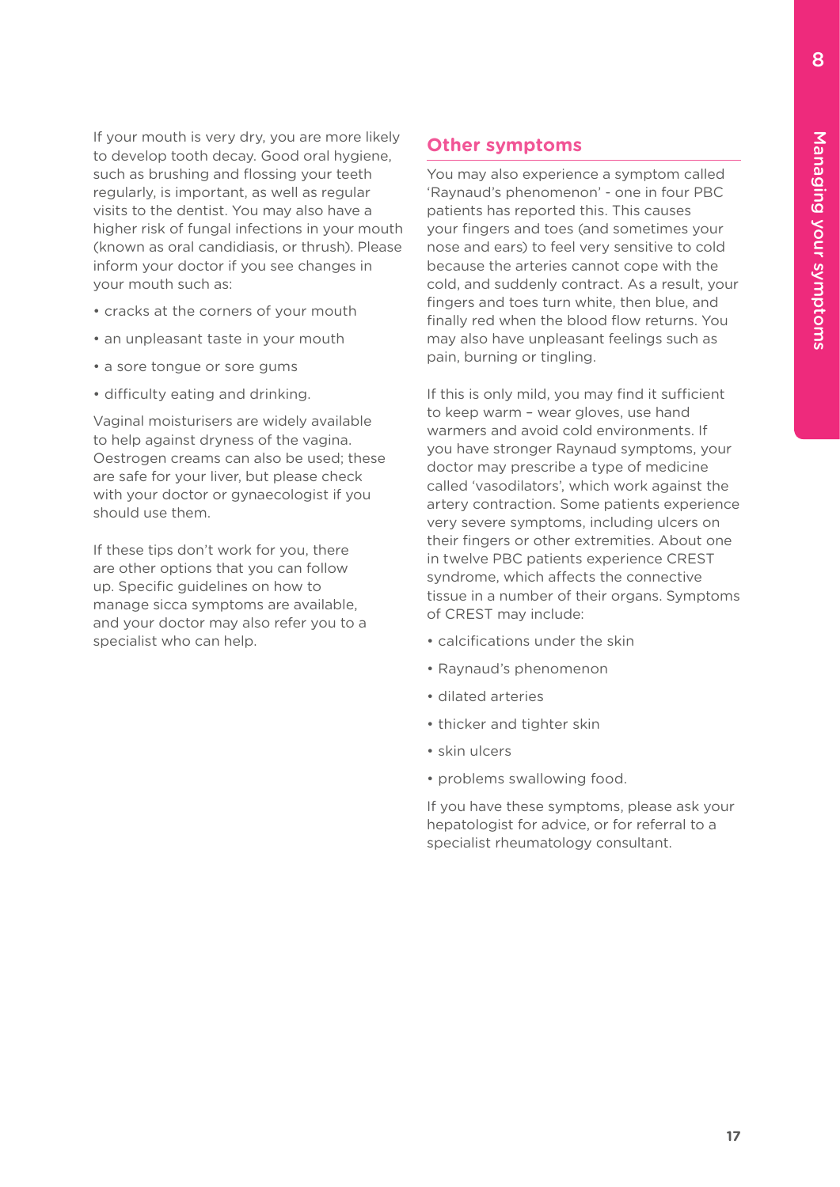If your mouth is very dry, you are more likely to develop tooth decay. Good oral hygiene, such as brushing and flossing your teeth regularly, is important, as well as regular visits to the dentist. You may also have a higher risk of fungal infections in your mouth (known as oral candidiasis, or thrush). Please inform your doctor if you see changes in your mouth such as:

- cracks at the corners of your mouth
- an unpleasant taste in your mouth
- a sore tongue or sore gums
- difficulty eating and drinking.

Vaginal moisturisers are widely available to help against dryness of the vagina. Oestrogen creams can also be used; these are safe for your liver, but please check with your doctor or gynaecologist if you should use them.

If these tips don't work for you, there are other options that you can follow up. Specific guidelines on how to manage sicca symptoms are available, and your doctor may also refer you to a specialist who can help.

## Other symptoms

You may also experience a symptom called 'Raynaud's phenomenon' - one in four PBC patients has reported this. This causes your fingers and toes (and sometimes your nose and ears) to feel very sensitive to cold because the arteries cannot cope with the cold, and suddenly contract. As a result, your fingers and toes turn white, then blue, and finally red when the blood flow returns. You may also have unpleasant feelings such as pain, burning or tingling.

If this is only mild, you may find it sufficient to keep warm – wear gloves, use hand warmers and avoid cold environments. If you have stronger Raynaud symptoms, your doctor may prescribe a type of medicine called 'vasodilators', which work against the artery contraction. Some patients experience very severe symptoms, including ulcers on their fingers or other extremities. About one in twelve PBC patients experience CREST syndrome, which affects the connective tissue in a number of their organs. Symptoms of CREST may include:

- calcifications under the skin
- Raynaud's phenomenon
- dilated arteries
- thicker and tighter skin
- skin ulcers
- problems swallowing food.

If you have these symptoms, please ask your hepatologist for advice, or for referral to a specialist rheumatology consultant.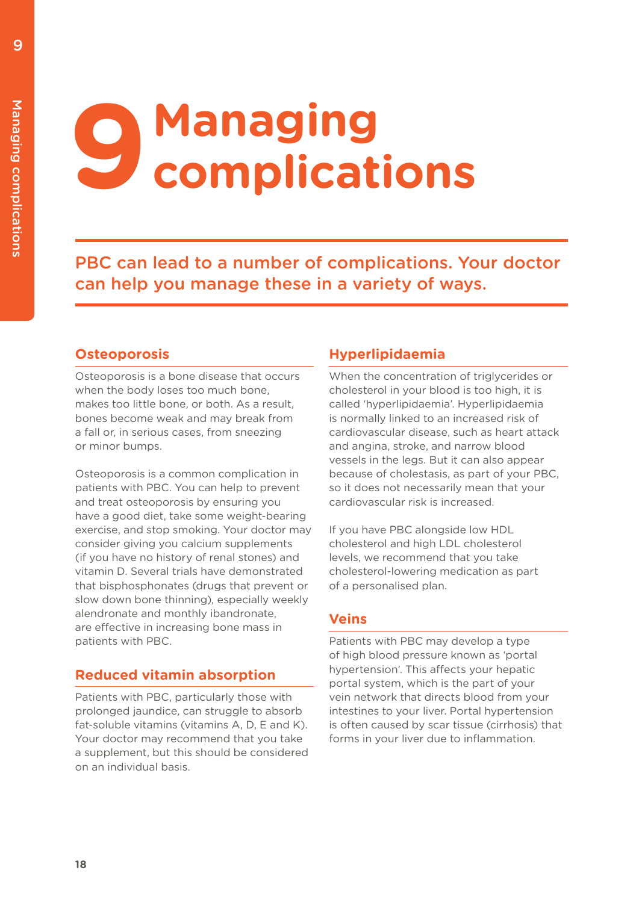# 9 Managing complications

**PBC can lead to a number of complications. Your doctor can help you manage these in a variety of ways.**

## Osteoporosis

Osteoporosis is a bone disease that occurs when the body loses too much bone, makes too little bone, or both. As a result, bones become weak and may break from a fall or, in serious cases, from sneezing or minor bumps.

Osteoporosis is a common complication in patients with PBC. You can help to prevent and treat osteoporosis by ensuring you have a good diet, take some weight-bearing exercise, and stop smoking. Your doctor may consider giving you calcium supplements (if you have no history of renal stones) and vitamin D. Several trials have demonstrated that bisphosphonates (drugs that prevent or slow down bone thinning), especially weekly alendronate and monthly ibandronate, are effective in increasing bone mass in patients with PBC.

## Reduced vitamin absorption

Patients with PBC, particularly those with prolonged jaundice, can struggle to absorb fat-soluble vitamins (vitamins A, D, E and K). Your doctor may recommend that you take a supplement, but this should be considered on an individual basis.

## Hyperlipidaemia

When the concentration of triglycerides or cholesterol in your blood is too high, it is called 'hyperlipidaemia'. Hyperlipidaemia is normally linked to an increased risk of cardiovascular disease, such as heart attack and angina, stroke, and narrow blood vessels in the legs. But it can also appear because of cholestasis, as part of your PBC, so it does not necessarily mean that your cardiovascular risk is increased.

If you have PBC alongside low HDL cholesterol and high LDL cholesterol levels, we recommend that you take cholesterol-lowering medication as part of a personalised plan.

## Veins

Patients with PBC may develop a type of high blood pressure known as 'portal hypertension'. This affects your hepatic portal system, which is the part of your vein network that directs blood from your intestines to your liver. Portal hypertension is often caused by scar tissue (cirrhosis) that forms in your liver due to inflammation.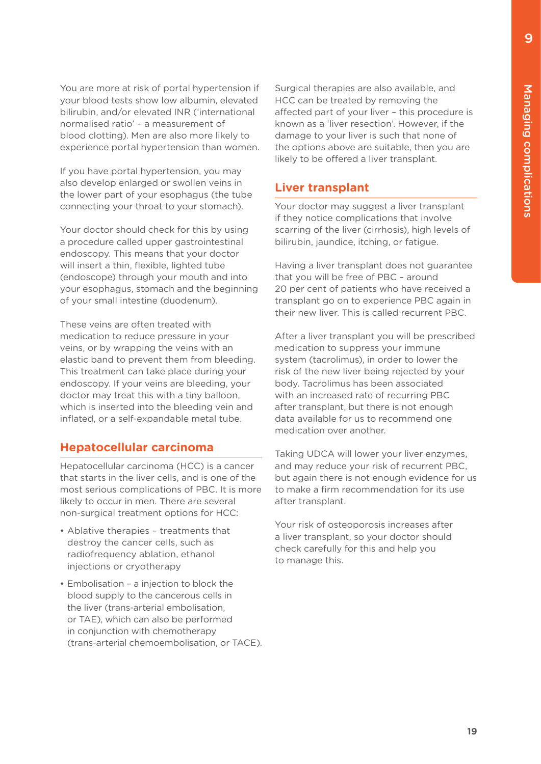You are more at risk of portal hypertension if your blood tests show low albumin, elevated bilirubin, and/or elevated INR ('international normalised ratio' – a measurement of blood clotting). Men are also more likely to experience portal hypertension than women.

If you have portal hypertension, you may also develop enlarged or swollen veins in the lower part of your esophagus (the tube connecting your throat to your stomach).

Your doctor should check for this by using a procedure called upper gastrointestinal endoscopy. This means that your doctor will insert a thin, flexible, lighted tube (endoscope) through your mouth and into your esophagus, stomach and the beginning of your small intestine (duodenum).

These veins are often treated with medication to reduce pressure in your veins, or by wrapping the veins with an elastic band to prevent them from bleeding. This treatment can take place during your endoscopy. If your veins are bleeding, your doctor may treat this with a tiny balloon, which is inserted into the bleeding vein and inflated, or a self-expandable metal tube.

## Hepatocellular carcinoma

Hepatocellular carcinoma (HCC) is a cancer that starts in the liver cells, and is one of the most serious complications of PBC. It is more likely to occur in men. There are several non-surgical treatment options for HCC:

- Ablative therapies – treatments that destroy the cancer cells, such as radiofrequency ablation, ethanol injections or cryotherapy
- Embolisation – a injection to block the blood supply to the cancerous cells in the liver (trans-arterial embolisation, or TAE), which can also be performed in conjunction with chemotherapy (trans-arterial chemoembolisation, or TACE).

Surgical therapies are also available, and HCC can be treated by removing the affected part of your liver – this procedure is known as a 'liver resection'. However, if the damage to your liver is such that none of the options above are suitable, then you are likely to be offered a liver transplant.

## Liver transplant

Your doctor may suggest a liver transplant if they notice complications that involve scarring of the liver (cirrhosis), high levels of bilirubin, jaundice, itching, or fatigue.

Having a liver transplant does not guarantee that you will be free of PBC – around 20 per cent of patients who have received a transplant go on to experience PBC again in their new liver. This is called recurrent PBC.

After a liver transplant you will be prescribed medication to suppress your immune system (tacrolimus), in order to lower the risk of the new liver being rejected by your body. Tacrolimus has been associated with an increased rate of recurring PBC after transplant, but there is not enough data available for us to recommend one medication over another.

Taking UDCA will lower your liver enzymes, and may reduce your risk of recurrent PBC, but again there is not enough evidence for us to make a firm recommendation for its use after transplant.

Your risk of osteoporosis increases after a liver transplant, so your doctor should check carefully for this and help you to manage this.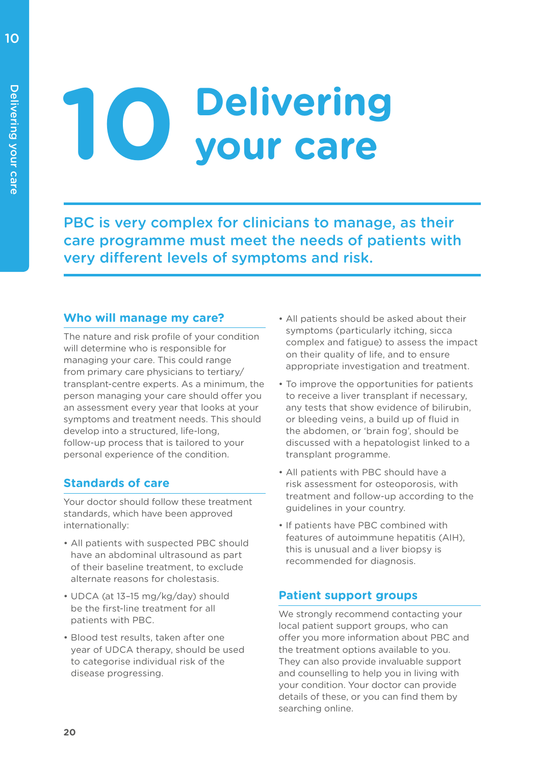# 10 Delivering your care

PBC is very complex for clinicians to manage, as their care programme must meet the needs of patients with very different levels of symptoms and risk.

## Who will manage my care?

The nature and risk profile of your condition will determine who is responsible for managing your care. This could range from primary care physicians to tertiary/transplant-centre experts. As a minimum, the person managing your care should offer you an assessment every year that looks at your symptoms and treatment needs. This should develop into a structured, life-long, follow-up process that is tailored to your personal experience of the condition.

## Standards of care

Your doctor should follow these treatment standards, which have been approved internationally:

- All patients with suspected PBC should have an abdominal ultrasound as part of their baseline treatment, to exclude alternate reasons for cholestasis.
- UDCA (at 13–15 mg/kg/day) should be the first-line treatment for all patients with PBC.
- Blood test results, taken after one year of UDCA therapy, should be used to categorise individual risk of the disease progressing.
- All patients should be asked about their symptoms (particularly itching, sicca complex and fatigue) to assess the impact on their quality of life, and to ensure appropriate investigation and treatment.
- To improve the opportunities for patients to receive a liver transplant if necessary, any tests that show evidence of bilirubin, or bleeding veins, a build up of fluid in the abdomen, or 'brain fog', should be discussed with a hepatologist linked to a transplant programme.
- All patients with PBC should have a risk assessment for osteoporosis, with treatment and follow-up according to the guidelines in your country.
- If patients have PBC combined with features of autoimmune hepatitis (AIH), this is unusual and a liver biopsy is recommended for diagnosis.

## Patient support groups

We strongly recommend contacting your local patient support groups, who can offer you more information about PBC and the treatment options available to you. They can also provide invaluable support and counselling to help you in living with your condition. Your doctor can provide details of these, or you can find them by searching online.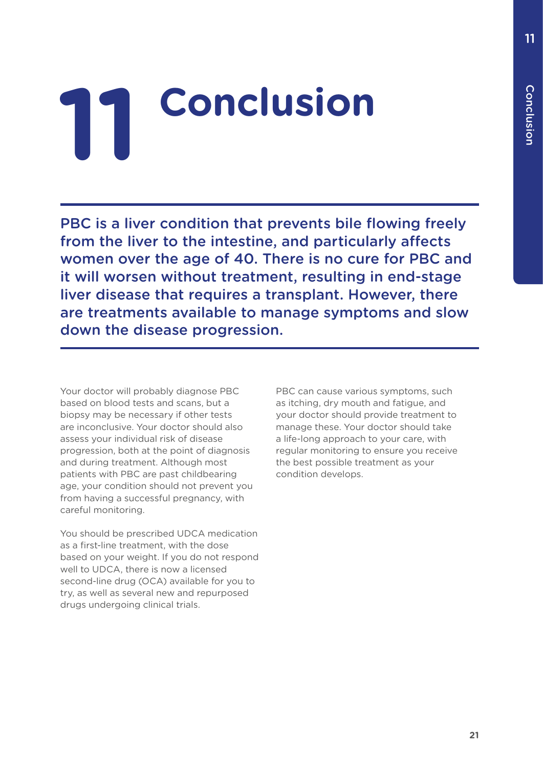# 11 Conclusion

**PBC is a liver condition that prevents bile flowing freely from the liver to the intestine, and particularly affects women over the age of 40. There is no cure for PBC and it will worsen without treatment, resulting in end-stage liver disease that requires a transplant. However, there are treatments available to manage symptoms and slow down the disease progression.**

Your doctor will probably diagnose PBC based on blood tests and scans, but a biopsy may be necessary if other tests are inconclusive. Your doctor should also assess your individual risk of disease progression, both at the point of diagnosis and during treatment. Although most patients with PBC are past childbearing age, your condition should not prevent you from having a successful pregnancy, with careful monitoring.

You should be prescribed UDCA medication as a first-line treatment, with the dose based on your weight. If you do not respond well to UDCA, there is now a licensed second-line drug (OCA) available for you to try, as well as several new and repurposed drugs undergoing clinical trials.

PBC can cause various symptoms, such as itching, dry mouth and fatigue, and your doctor should provide treatment to manage these. Your doctor should take a life-long approach to your care, with regular monitoring to ensure you receive the best possible treatment as your condition develops.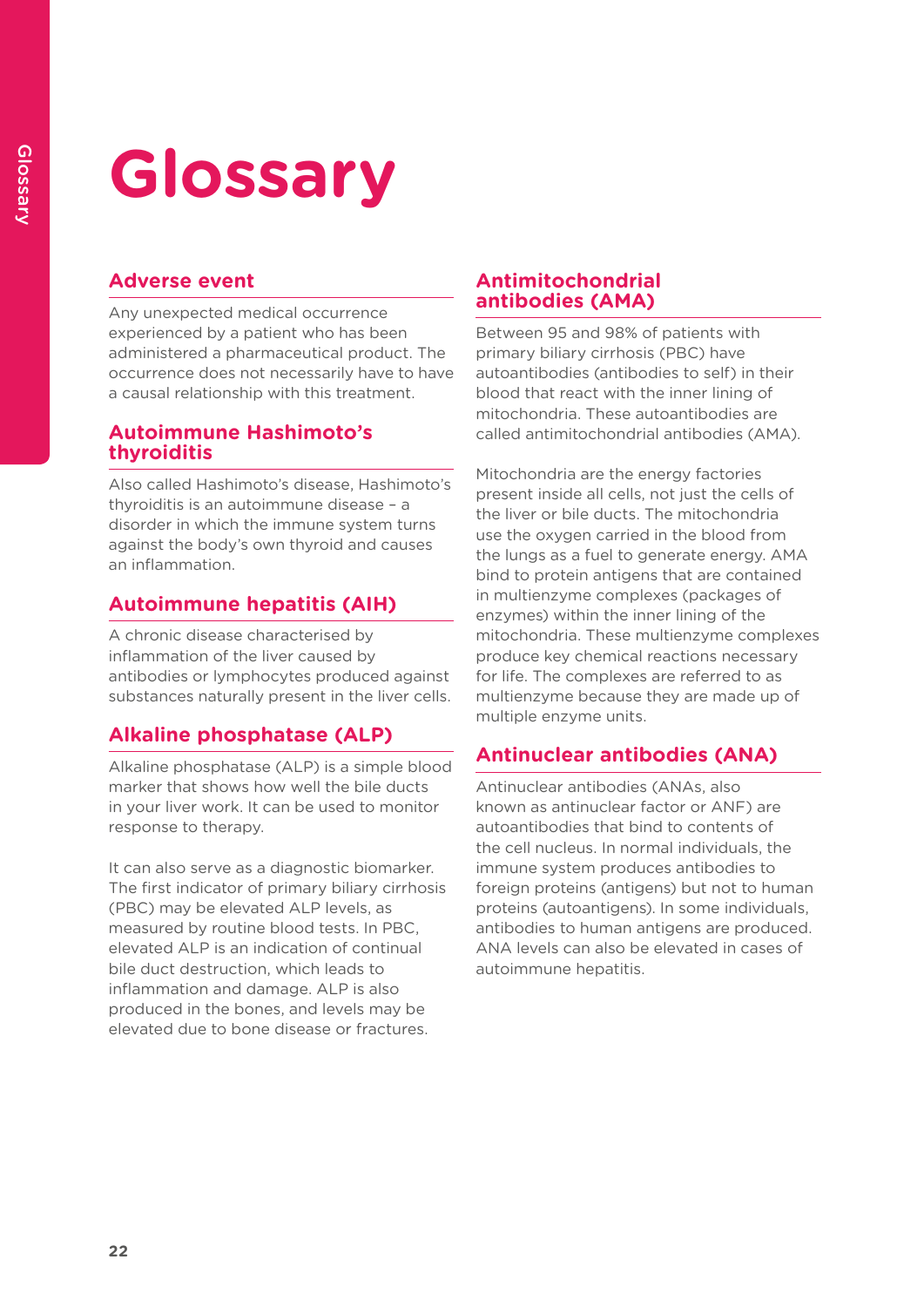# Glossary

## Adverse event

Any unexpected medical occurrence experienced by a patient who has been administered a pharmaceutical product. The occurrence does not necessarily have to have a causal relationship with this treatment.

## Autoimmune Hashimoto's thyroiditis

Also called Hashimoto's disease, Hashimoto's thyroiditis is an autoimmune disease – a disorder in which the immune system turns against the body's own thyroid and causes an inflammation.

## Autoimmune hepatitis (AIH)

A chronic disease characterised by inflammation of the liver caused by antibodies or lymphocytes produced against substances naturally present in the liver cells.

## Alkaline phosphatase (ALP)

Alkaline phosphatase (ALP) is a simple blood marker that shows how well the bile ducts in your liver work. It can be used to monitor response to therapy.

It can also serve as a diagnostic biomarker. The first indicator of primary biliary cirrhosis (PBC) may be elevated ALP levels, as measured by routine blood tests. In PBC, elevated ALP is an indication of continual bile duct destruction, which leads to inflammation and damage. ALP is also produced in the bones, and levels may be elevated due to bone disease or fractures.

## Antimitochondrial antibodies (AMA)

Between 95 and 98% of patients with primary biliary cirrhosis (PBC) have autoantibodies (antibodies to self) in their blood that react with the inner lining of mitochondria. These autoantibodies are called antimitochondrial antibodies (AMA).

Mitochondria are the energy factories present inside all cells, not just the cells of the liver or bile ducts. The mitochondria use the oxygen carried in the blood from the lungs as a fuel to generate energy. AMA bind to protein antigens that are contained in multienzyme complexes (packages of enzymes) within the inner lining of the mitochondria. These multienzyme complexes produce key chemical reactions necessary for life. The complexes are referred to as multienzyme because they are made up of multiple enzyme units.

## Antinuclear antibodies (ANA)

Antinuclear antibodies (ANAs, also known as antinuclear factor or ANF) are autoantibodies that bind to contents of the cell nucleus. In normal individuals, the immune system produces antibodies to foreign proteins (antigens) but not to human proteins (autoantigens). In some individuals, antibodies to human antigens are produced. ANA levels can also be elevated in cases of autoimmune hepatitis.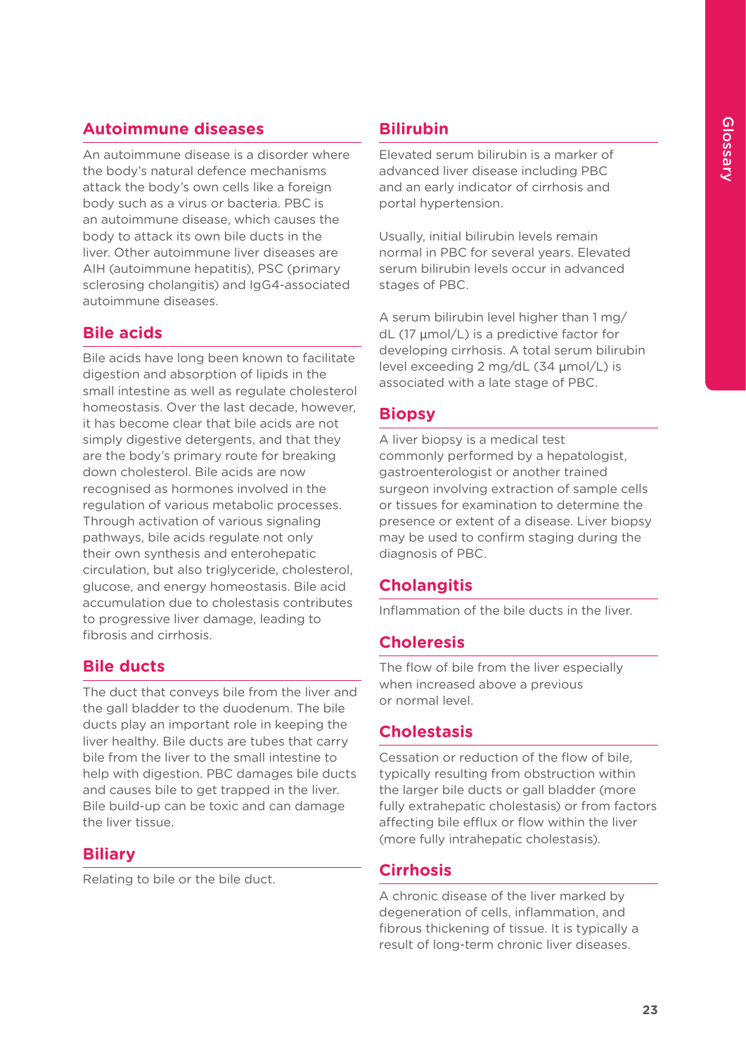## Autoimmune diseases

An autoimmune disease is a disorder where the body's natural defence mechanisms attack the body's own cells like a foreign body such as a virus or bacteria. PBC is an autoimmune disease, which causes the body to attack its own bile ducts in the liver. Other autoimmune liver diseases are AIH (autoimmune hepatitis), PSC (primary sclerosing cholangitis) and IgG4-associated autoimmune diseases.

## Bile acids

Bile acids have long been known to facilitate digestion and absorption of lipids in the small intestine as well as regulate cholesterol homeostasis. Over the last decade, however, it has become clear that bile acids are not simply digestive detergents, and that they are the body's primary route for breaking down cholesterol. Bile acids are now recognised as hormones involved in the regulation of various metabolic processes. Through activation of various signaling pathways, bile acids regulate not only their own synthesis and enterohepatic circulation, but also triglyceride, cholesterol, glucose, and energy homeostasis. Bile acid accumulation due to cholestasis contributes to progressive liver damage, leading to fibrosis and cirrhosis.

## Bile ducts

The duct that conveys bile from the liver and the gall bladder to the duodenum. The bile ducts play an important role in keeping the liver healthy. Bile ducts are tubes that carry bile from the liver to the small intestine to help with digestion. PBC damages bile ducts and causes bile to get trapped in the liver. Bile build-up can be toxic and can damage the liver tissue.

## Biliary

Relating to bile or the bile duct.

## Bilirubin

Elevated serum bilirubin is a marker of advanced liver disease including PBC and an early indicator of cirrhosis and portal hypertension.

Usually, initial bilirubin levels remain normal in PBC for several years. Elevated serum bilirubin levels occur in advanced stages of PBC.

A serum bilirubin level higher than 1 mg/dL (17 µmol/L) is a predictive factor for developing cirrhosis. A total serum bilirubin level exceeding 2 mg/dL (34 µmol/L) is associated with a late stage of PBC.

## Biopsy

A liver biopsy is a medical test commonly performed by a hepatologist, gastroenterologist or another trained surgeon involving extraction of sample cells or tissues for examination to determine the presence or extent of a disease. Liver biopsy may be used to confirm staging during the diagnosis of PBC.

## Cholangitis

Inflammation of the bile ducts in the liver.

## Choleresis

The flow of bile from the liver especially when increased above a previous or normal level.

## Cholestasis

Cessation or reduction of the flow of bile, typically resulting from obstruction within the larger bile ducts or gall bladder (more fully extrahepatic cholestasis) or from factors affecting bile efflux or flow within the liver (more fully intrahepatic cholestasis).

## Cirrhosis

A chronic disease of the liver marked by degeneration of cells, inflammation, and fibrous thickening of tissue. It is typically a result of long-term chronic liver diseases.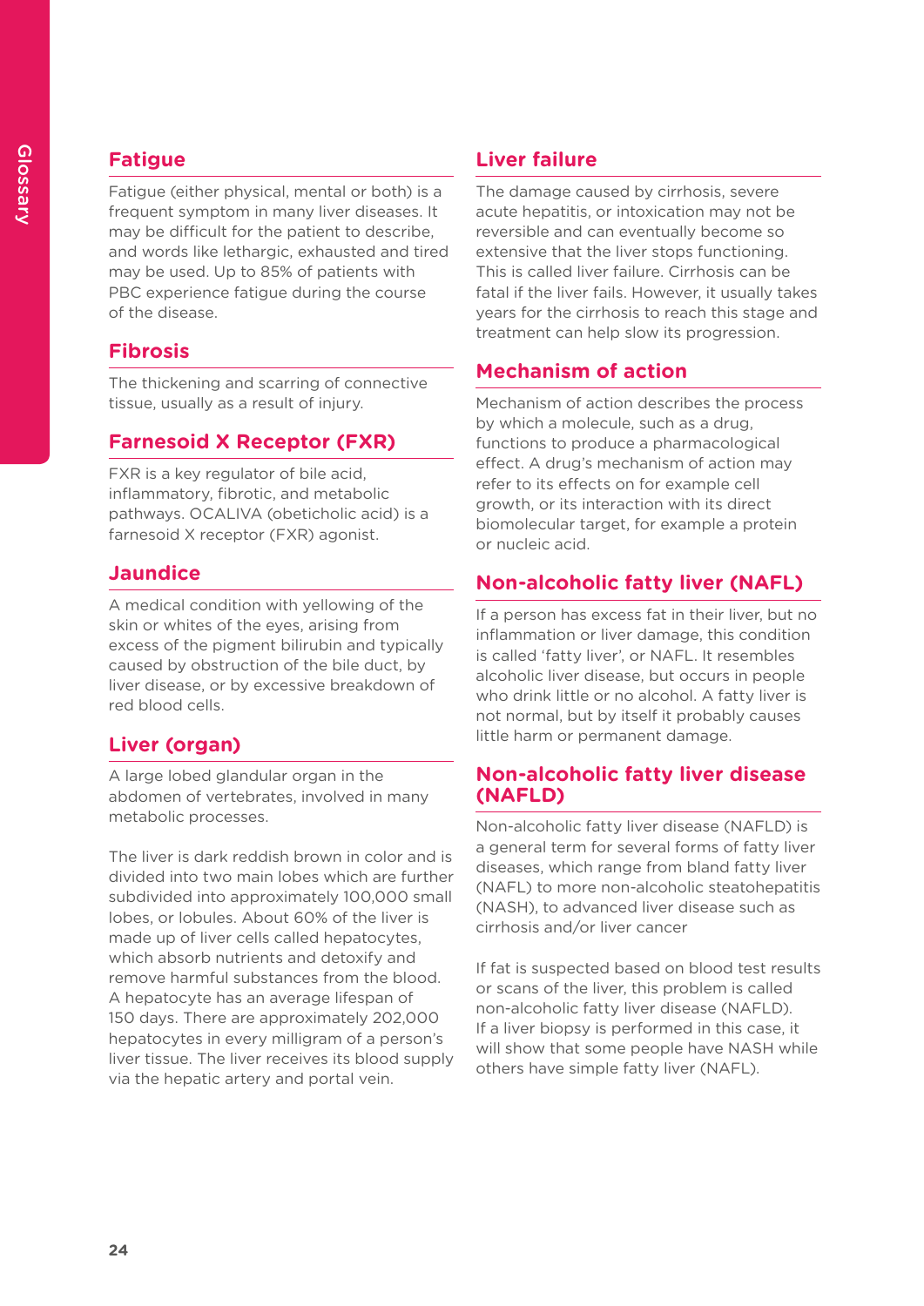## Fatigue

Fatigue (either physical, mental or both) is a frequent symptom in many liver diseases. It may be difficult for the patient to describe, and words like lethargic, exhausted and tired may be used. Up to 85% of patients with PBC experience fatigue during the course of the disease.

## Fibrosis

The thickening and scarring of connective tissue, usually as a result of injury.

## Farnesoid X Receptor (FXR)

FXR is a key regulator of bile acid, inflammatory, fibrotic, and metabolic pathways. OCALIVA (obeticholic acid) is a farnesoid X receptor (FXR) agonist.

## Jaundice

A medical condition with yellowing of the skin or whites of the eyes, arising from excess of the pigment bilirubin and typically caused by obstruction of the bile duct, by liver disease, or by excessive breakdown of red blood cells.

## Liver (organ)

A large lobed glandular organ in the abdomen of vertebrates, involved in many metabolic processes.

The liver is dark reddish brown in color and is divided into two main lobes which are further subdivided into approximately 100,000 small lobes, or lobules. About 60% of the liver is made up of liver cells called hepatocytes, which absorb nutrients and detoxify and remove harmful substances from the blood. A hepatocyte has an average lifespan of 150 days. There are approximately 202,000 hepatocytes in every milligram of a person's liver tissue. The liver receives its blood supply via the hepatic artery and portal vein.

## Liver failure

The damage caused by cirrhosis, severe acute hepatitis, or intoxication may not be reversible and can eventually become so extensive that the liver stops functioning. This is called liver failure. Cirrhosis can be fatal if the liver fails. However, it usually takes years for the cirrhosis to reach this stage and treatment can help slow its progression.

## Mechanism of action

Mechanism of action describes the process by which a molecule, such as a drug, functions to produce a pharmacological effect. A drug's mechanism of action may refer to its effects on for example cell growth, or its interaction with its direct biomolecular target, for example a protein or nucleic acid.

## Non-alcoholic fatty liver (NAFL)

If a person has excess fat in their liver, but no inflammation or liver damage, this condition is called 'fatty liver', or NAFL. It resembles alcoholic liver disease, but occurs in people who drink little or no alcohol. A fatty liver is not normal, but by itself it probably causes little harm or permanent damage.

## Non-alcoholic fatty liver disease (NAFLD)

Non-alcoholic fatty liver disease (NAFLD) is a general term for several forms of fatty liver diseases, which range from bland fatty liver (NAFL) to more non-alcoholic steatohepatitis (NASH), to advanced liver disease such as cirrhosis and/or liver cancer

If fat is suspected based on blood test results or scans of the liver, this problem is called non-alcoholic fatty liver disease (NAFLD). If a liver biopsy is performed in this case, it will show that some people have NASH while others have simple fatty liver (NAFL).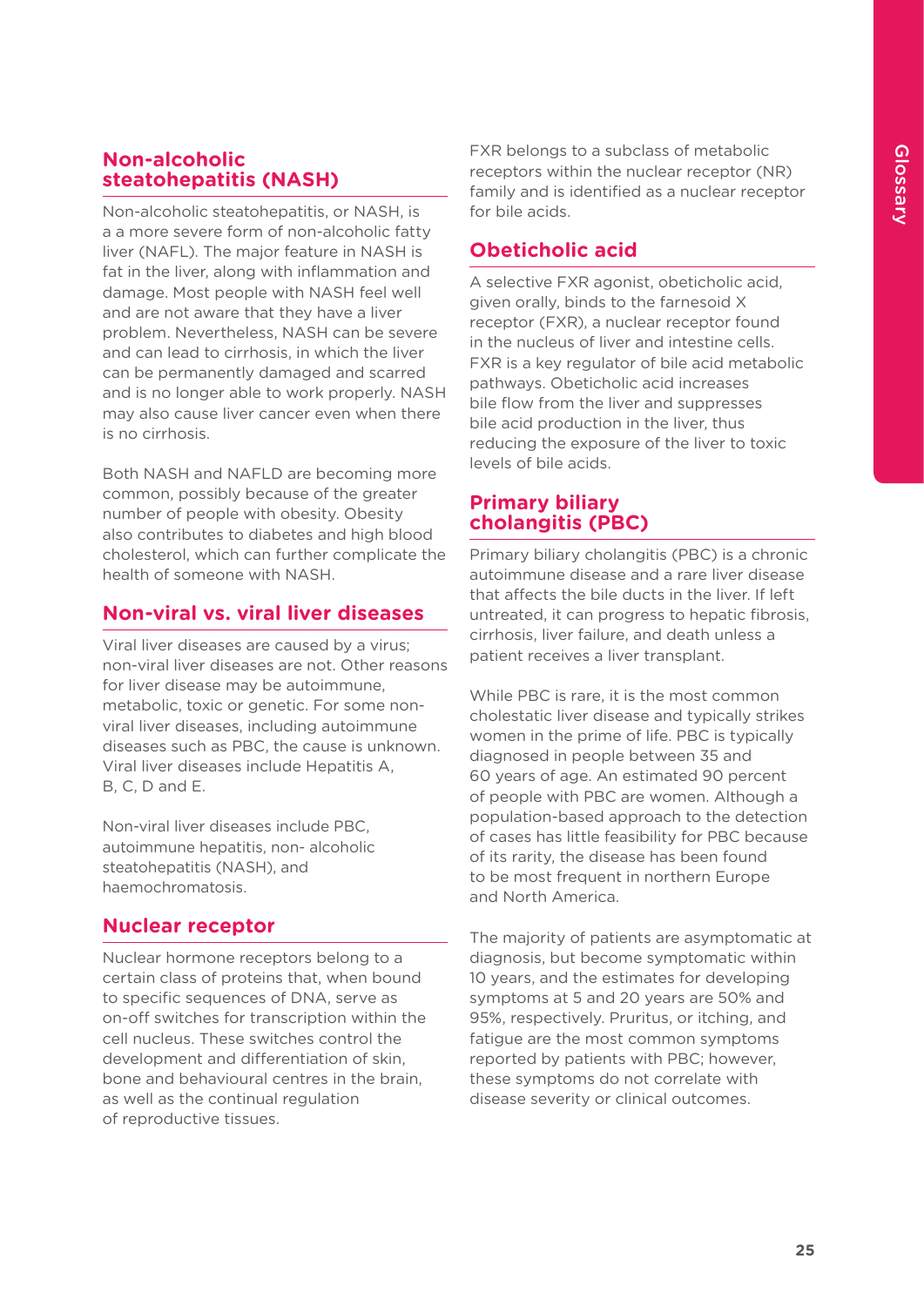## Non-alcoholic steatohepatitis (NASH)

Non-alcoholic steatohepatitis, or NASH, is a a more severe form of non-alcoholic fatty liver (NAFL). The major feature in NASH is fat in the liver, along with inflammation and damage. Most people with NASH feel well and are not aware that they have a liver problem. Nevertheless, NASH can be severe and can lead to cirrhosis, in which the liver can be permanently damaged and scarred and is no longer able to work properly. NASH may also cause liver cancer even when there is no cirrhosis.

Both NASH and NAFLD are becoming more common, possibly because of the greater number of people with obesity. Obesity also contributes to diabetes and high blood cholesterol, which can further complicate the health of someone with NASH.

## Non-viral vs. viral liver diseases

Viral liver diseases are caused by a virus; non-viral liver diseases are not. Other reasons for liver disease may be autoimmune, metabolic, toxic or genetic. For some non-viral liver diseases, including autoimmune diseases such as PBC, the cause is unknown. Viral liver diseases include Hepatitis A, B, C, D and E.

Non-viral liver diseases include PBC, autoimmune hepatitis, non- alcoholic steatohepatitis (NASH), and haemochromatosis.

## Nuclear receptor

Nuclear hormone receptors belong to a certain class of proteins that, when bound to specific sequences of DNA, serve as on-off switches for transcription within the cell nucleus. These switches control the development and differentiation of skin, bone and behavioural centres in the brain, as well as the continual regulation of reproductive tissues.

FXR belongs to a subclass of metabolic receptors within the nuclear receptor (NR) family and is identified as a nuclear receptor for bile acids.

## Obeticholic acid

A selective FXR agonist, obeticholic acid, given orally, binds to the farnesoid X receptor (FXR), a nuclear receptor found in the nucleus of liver and intestine cells. FXR is a key regulator of bile acid metabolic pathways. Obeticholic acid increases bile flow from the liver and suppresses bile acid production in the liver, thus reducing the exposure of the liver to toxic levels of bile acids.

## Primary biliary cholangitis (PBC)

Primary biliary cholangitis (PBC) is a chronic autoimmune disease and a rare liver disease that affects the bile ducts in the liver. If left untreated, it can progress to hepatic fibrosis, cirrhosis, liver failure, and death unless a patient receives a liver transplant.

While PBC is rare, it is the most common cholestatic liver disease and typically strikes women in the prime of life. PBC is typically diagnosed in people between 35 and 60 years of age. An estimated 90 percent of people with PBC are women. Although a population-based approach to the detection of cases has little feasibility for PBC because of its rarity, the disease has been found to be most frequent in northern Europe and North America.

The majority of patients are asymptomatic at diagnosis, but become symptomatic within 10 years, and the estimates for developing symptoms at 5 and 20 years are 50% and 95%, respectively. Pruritus, or itching, and fatigue are the most common symptoms reported by patients with PBC; however, these symptoms do not correlate with disease severity or clinical outcomes.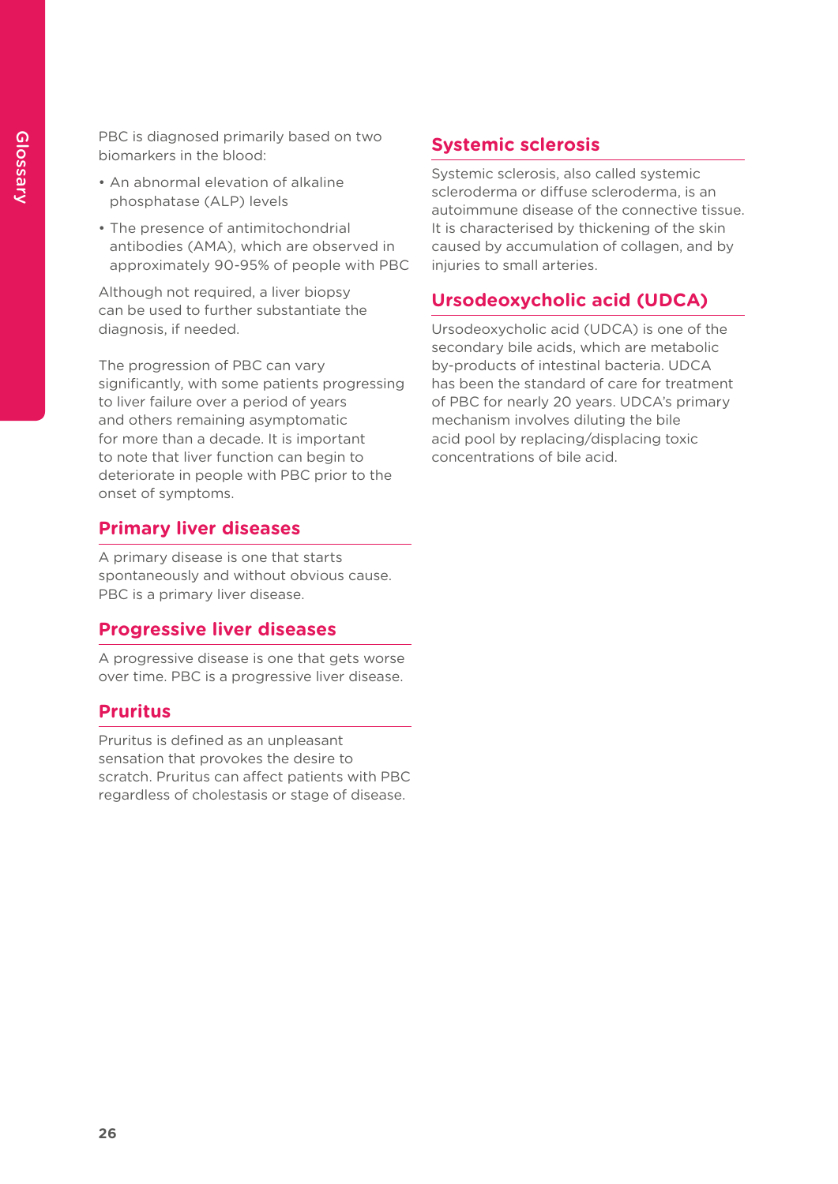PBC is diagnosed primarily based on two biomarkers in the blood:

- An abnormal elevation of alkaline phosphatase (ALP) levels
- The presence of antimitochondrial antibodies (AMA), which are observed in approximately 90-95% of people with PBC

Although not required, a liver biopsy can be used to further substantiate the diagnosis, if needed.

The progression of PBC can vary significantly, with some patients progressing to liver failure over a period of years and others remaining asymptomatic for more than a decade. It is important to note that liver function can begin to deteriorate in people with PBC prior to the onset of symptoms.

## Primary liver diseases

A primary disease is one that starts spontaneously and without obvious cause. PBC is a primary liver disease.

## Progressive liver diseases

A progressive disease is one that gets worse over time. PBC is a progressive liver disease.

## Pruritus

Pruritus is defined as an unpleasant sensation that provokes the desire to scratch. Pruritus can affect patients with PBC regardless of cholestasis or stage of disease.

## Systemic sclerosis

Systemic sclerosis, also called systemic scleroderma or diffuse scleroderma, is an autoimmune disease of the connective tissue. It is characterised by thickening of the skin caused by accumulation of collagen, and by injuries to small arteries.

## Ursodeoxycholic acid (UDCA)

Ursodeoxycholic acid (UDCA) is one of the secondary bile acids, which are metabolic by-products of intestinal bacteria. UDCA has been the standard of care for treatment of PBC for nearly 20 years. UDCA's primary mechanism involves diluting the bile acid pool by replacing/displacing toxic concentrations of bile acid.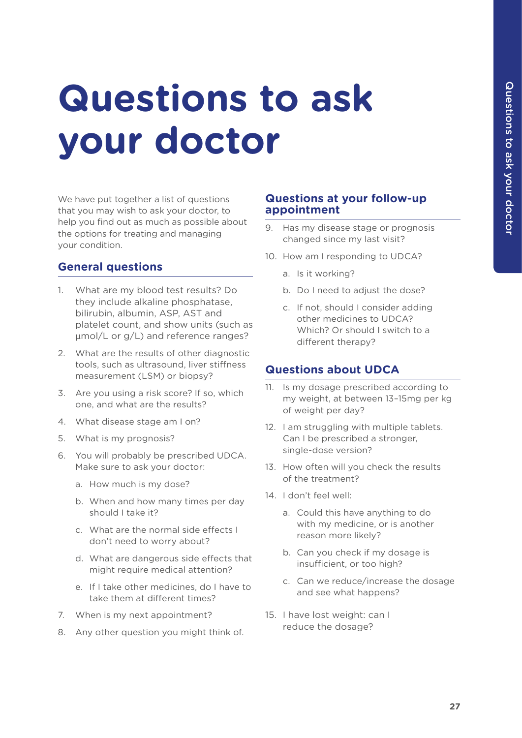# Questions to ask your doctor

We have put together a list of questions that you may wish to ask your doctor, to help you find out as much as possible about the options for treating and managing your condition.

## General questions

1. What are my blood test results? Do they include alkaline phosphatase, bilirubin, albumin, ASP, AST and platelet count, and show units (such as µmol/L or g/L) and reference ranges?
2. What are the results of other diagnostic tools, such as ultrasound, liver stiffness measurement (LSM) or biopsy?
3. Are you using a risk score? If so, which one, and what are the results?
4. What disease stage am I on?
5. What is my prognosis?
6. You will probably be prescribed UDCA. Make sure to ask your doctor:
    a. How much is my dose?
    b. When and how many times per day should I take it?
    c. What are the normal side effects I don't need to worry about?
    d. What are dangerous side effects that might require medical attention?
    e. If I take other medicines, do I have to take them at different times?
7. When is my next appointment?
8. Any other question you might think of.

## Questions at your follow-up appointment

9. Has my disease stage or prognosis changed since my last visit?
10. How am I responding to UDCA?
    a. Is it working?
    b. Do I need to adjust the dose?
    c. If not, should I consider adding other medicines to UDCA? Which? Or should I switch to a different therapy?

## Questions about UDCA

11. Is my dosage prescribed according to my weight, at between 13–15mg per kg of weight per day?
12. I am struggling with multiple tablets. Can I be prescribed a stronger, single-dose version?
13. How often will you check the results of the treatment?
14. I don't feel well:
    a. Could this have anything to do with my medicine, or is another reason more likely?
    b. Can you check if my dosage is insufficient, or too high?
    c. Can we reduce/increase the dosage and see what happens?
15. I have lost weight: can I reduce the dosage?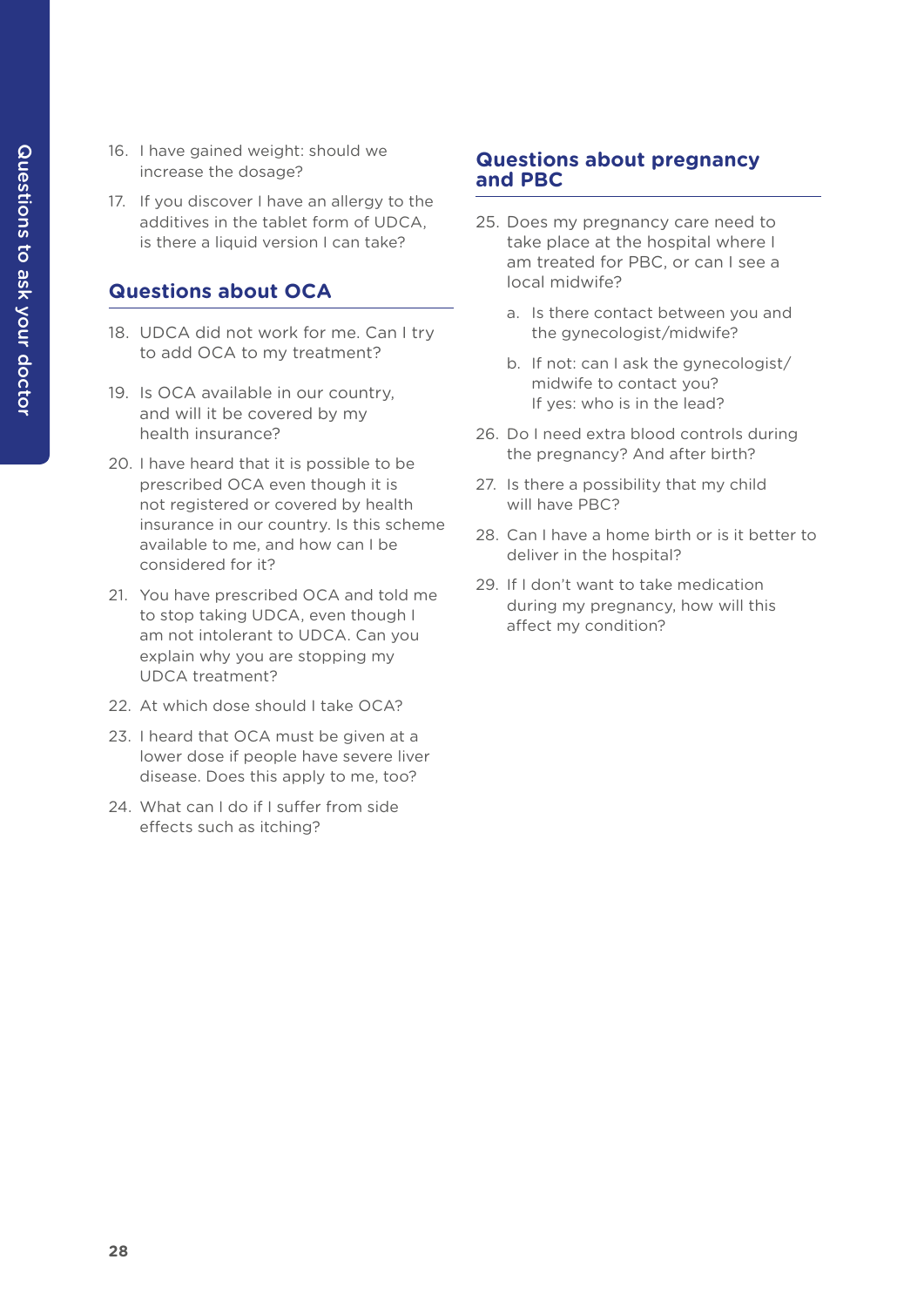16. I have gained weight: should we increase the dosage?

17. If you discover I have an allergy to the additives in the tablet form of UDCA, is there a liquid version I can take?

## Questions about OCA

18. UDCA did not work for me. Can I try to add OCA to my treatment?

19. Is OCA available in our country, and will it be covered by my health insurance?

20. I have heard that it is possible to be prescribed OCA even though it is not registered or covered by health insurance in our country. Is this scheme available to me, and how can I be considered for it?

21. You have prescribed OCA and told me to stop taking UDCA, even though I am not intolerant to UDCA. Can you explain why you are stopping my UDCA treatment?

22. At which dose should I take OCA?

23. I heard that OCA must be given at a lower dose if people have severe liver disease. Does this apply to me, too?

24. What can I do if I suffer from side effects such as itching?

## Questions about pregnancy and PBC

25. Does my pregnancy care need to take place at the hospital where I am treated for PBC, or can I see a local midwife?

    a. Is there contact between you and the gynecologist/midwife?

    b. If not: can I ask the gynecologist/midwife to contact you?
       If yes: who is in the lead?

26. Do I need extra blood controls during the pregnancy? And after birth?

27. Is there a possibility that my child will have PBC?

28. Can I have a home birth or is it better to deliver in the hospital?

29. If I don't want to take medication during my pregnancy, how will this affect my condition?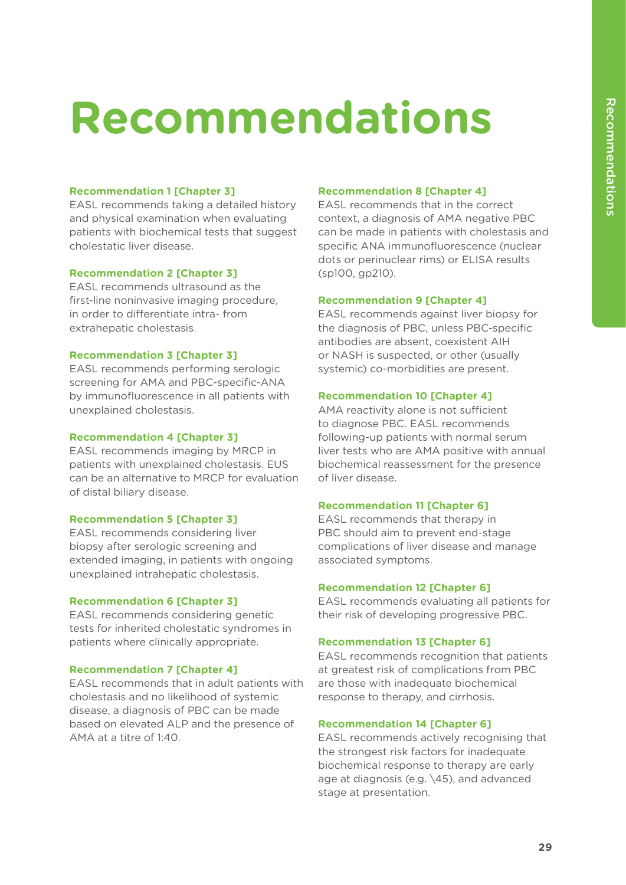# Recommendations

**Recommendation 1 [Chapter 3]**
EASL recommends taking a detailed history and physical examination when evaluating patients with biochemical tests that suggest cholestatic liver disease.

**Recommendation 2 [Chapter 3]**
EASL recommends ultrasound as the first-line noninvasive imaging procedure, in order to differentiate intra- from extrahepatic cholestasis.

**Recommendation 3 [Chapter 3]**
EASL recommends performing serologic screening for AMA and PBC-specific-ANA by immunofluorescence in all patients with unexplained cholestasis.

**Recommendation 4 [Chapter 3]**
EASL recommends imaging by MRCP in patients with unexplained cholestasis. EUS can be an alternative to MRCP for evaluation of distal biliary disease.

**Recommendation 5 [Chapter 3]**
EASL recommends considering liver biopsy after serologic screening and extended imaging, in patients with ongoing unexplained intrahepatic cholestasis.

**Recommendation 6 [Chapter 3]**
EASL recommends considering genetic tests for inherited cholestatic syndromes in patients where clinically appropriate.

**Recommendation 7 [Chapter 4]**
EASL recommends that in adult patients with cholestasis and no likelihood of systemic disease, a diagnosis of PBC can be made based on elevated ALP and the presence of AMA at a titre of 1:40.

**Recommendation 8 [Chapter 4]**
EASL recommends that in the correct context, a diagnosis of AMA negative PBC can be made in patients with cholestasis and specific ANA immunofluorescence (nuclear dots or perinuclear rims) or ELISA results (sp100, gp210).

**Recommendation 9 [Chapter 4]**
EASL recommends against liver biopsy for the diagnosis of PBC, unless PBC-specific antibodies are absent, coexistent AIH or NASH is suspected, or other (usually systemic) co-morbidities are present.

**Recommendation 10 [Chapter 4]**
AMA reactivity alone is not sufficient to diagnose PBC. EASL recommends following-up patients with normal serum liver tests who are AMA positive with annual biochemical reassessment for the presence of liver disease.

**Recommendation 11 [Chapter 6]**
EASL recommends that therapy in PBC should aim to prevent end-stage complications of liver disease and manage associated symptoms.

**Recommendation 12 [Chapter 6]**
EASL recommends evaluating all patients for their risk of developing progressive PBC.

**Recommendation 13 [Chapter 6]**
EASL recommends recognition that patients at greatest risk of complications from PBC are those with inadequate biochemical response to therapy, and cirrhosis.

**Recommendation 14 [Chapter 6]**
EASL recommends actively recognising that the strongest risk factors for inadequate biochemical response to therapy are early age at diagnosis (e.g. \45), and advanced stage at presentation.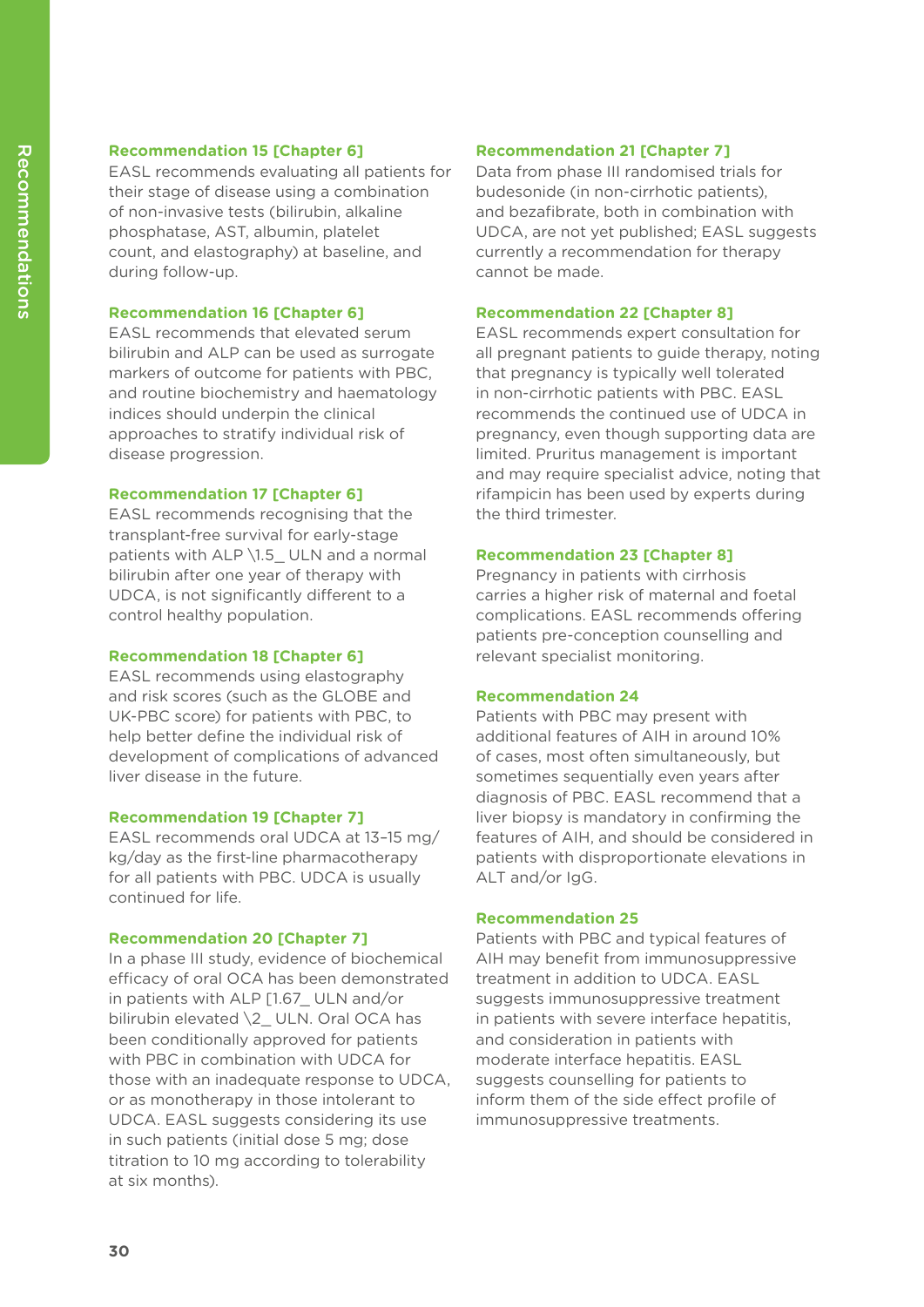**Recommendation 15 [Chapter 6]**
EASL recommends evaluating all patients for their stage of disease using a combination of non-invasive tests (bilirubin, alkaline phosphatase, AST, albumin, platelet count, and elastography) at baseline, and during follow-up.

**Recommendation 16 [Chapter 6]**
EASL recommends that elevated serum bilirubin and ALP can be used as surrogate markers of outcome for patients with PBC, and routine biochemistry and haematology indices should underpin the clinical approaches to stratify individual risk of disease progression.

**Recommendation 17 [Chapter 6]**
EASL recommends recognising that the transplant-free survival for early-stage patients with ALP \1.5_ ULN and a normal bilirubin after one year of therapy with UDCA, is not significantly different to a control healthy population.

**Recommendation 18 [Chapter 6]**
EASL recommends using elastography and risk scores (such as the GLOBE and UK-PBC score) for patients with PBC, to help better define the individual risk of development of complications of advanced liver disease in the future.

**Recommendation 19 [Chapter 7]**
EASL recommends oral UDCA at 13–15 mg/kg/day as the first-line pharmacotherapy for all patients with PBC. UDCA is usually continued for life.

**Recommendation 20 [Chapter 7]**
In a phase III study, evidence of biochemical efficacy of oral OCA has been demonstrated in patients with ALP [1.67_ ULN and/or bilirubin elevated \2_ ULN. Oral OCA has been conditionally approved for patients with PBC in combination with UDCA for those with an inadequate response to UDCA, or as monotherapy in those intolerant to UDCA. EASL suggests considering its use in such patients (initial dose 5 mg; dose titration to 10 mg according to tolerability at six months).

**Recommendation 21 [Chapter 7]**
Data from phase III randomised trials for budesonide (in non-cirrhotic patients), and bezafibrate, both in combination with UDCA, are not yet published; EASL suggests currently a recommendation for therapy cannot be made.

**Recommendation 22 [Chapter 8]**
EASL recommends expert consultation for all pregnant patients to guide therapy, noting that pregnancy is typically well tolerated in non-cirrhotic patients with PBC. EASL recommends the continued use of UDCA in pregnancy, even though supporting data are limited. Pruritus management is important and may require specialist advice, noting that rifampicin has been used by experts during the third trimester.

**Recommendation 23 [Chapter 8]**
Pregnancy in patients with cirrhosis carries a higher risk of maternal and foetal complications. EASL recommends offering patients pre-conception counselling and relevant specialist monitoring.

**Recommendation 24**
Patients with PBC may present with additional features of AIH in around 10% of cases, most often simultaneously, but sometimes sequentially even years after diagnosis of PBC. EASL recommend that a liver biopsy is mandatory in confirming the features of AIH, and should be considered in patients with disproportionate elevations in ALT and/or IgG.

**Recommendation 25**
Patients with PBC and typical features of AIH may benefit from immunosuppressive treatment in addition to UDCA. EASL suggests immunosuppressive treatment in patients with severe interface hepatitis, and consideration in patients with moderate interface hepatitis. EASL suggests counselling for patients to inform them of the side effect profile of immunosuppressive treatments.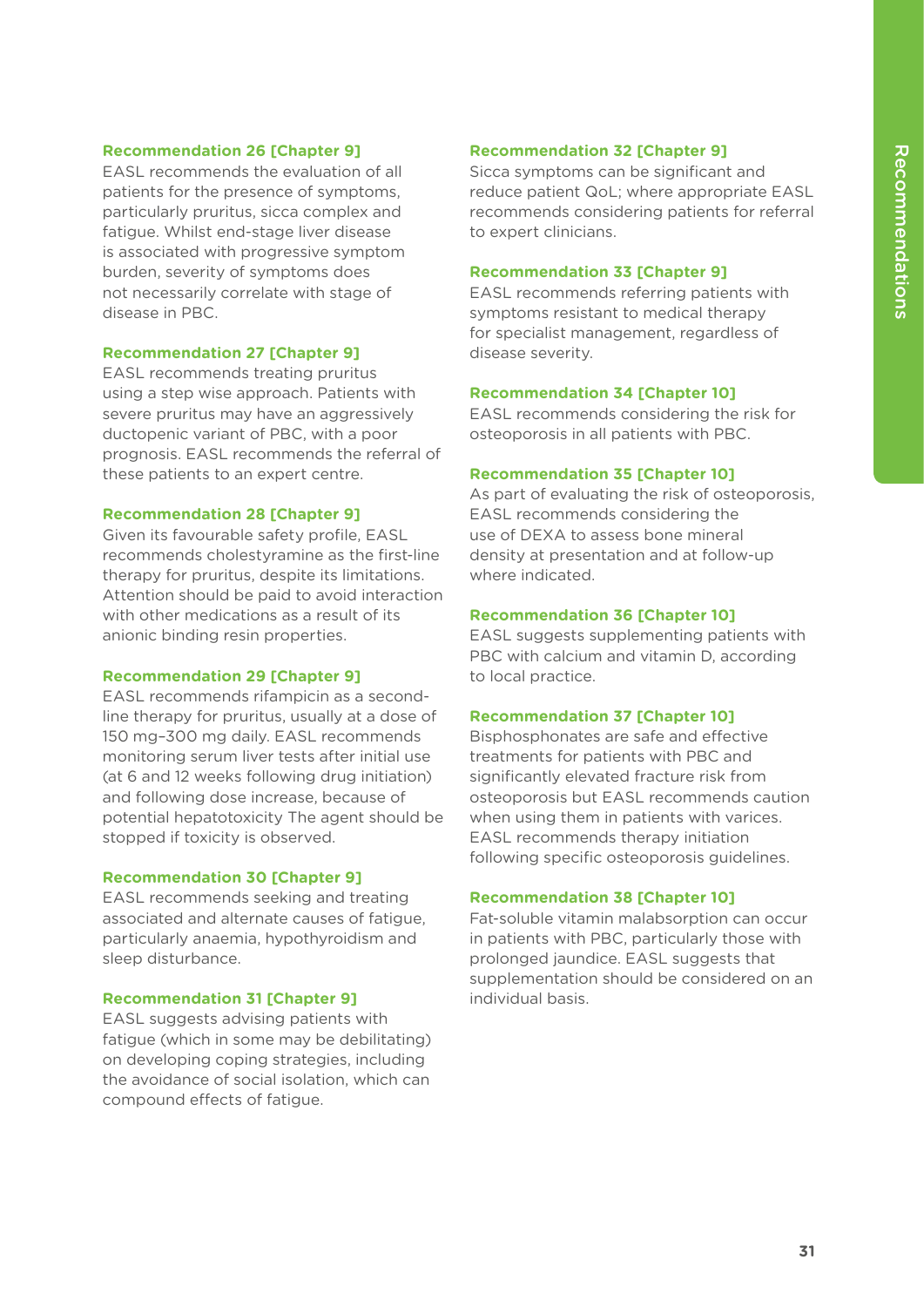### Recommendation 26 [Chapter 9]

EASL recommends the evaluation of all patients for the presence of symptoms, particularly pruritus, sicca complex and fatigue. Whilst end-stage liver disease is associated with progressive symptom burden, severity of symptoms does not necessarily correlate with stage of disease in PBC.

### Recommendation 27 [Chapter 9]

EASL recommends treating pruritus using a step wise approach. Patients with severe pruritus may have an aggressively ductopenic variant of PBC, with a poor prognosis. EASL recommends the referral of these patients to an expert centre.

### Recommendation 28 [Chapter 9]

Given its favourable safety profile, EASL recommends cholestyramine as the first-line therapy for pruritus, despite its limitations. Attention should be paid to avoid interaction with other medications as a result of its anionic binding resin properties.

### Recommendation 29 [Chapter 9]

EASL recommends rifampicin as a second-line therapy for pruritus, usually at a dose of 150 mg–300 mg daily. EASL recommends monitoring serum liver tests after initial use (at 6 and 12 weeks following drug initiation) and following dose increase, because of potential hepatotoxicity The agent should be stopped if toxicity is observed.

### Recommendation 30 [Chapter 9]

EASL recommends seeking and treating associated and alternate causes of fatigue, particularly anaemia, hypothyroidism and sleep disturbance.

### Recommendation 31 [Chapter 9]

EASL suggests advising patients with fatigue (which in some may be debilitating) on developing coping strategies, including the avoidance of social isolation, which can compound effects of fatigue.

### Recommendation 32 [Chapter 9]

Sicca symptoms can be significant and reduce patient QoL; where appropriate EASL recommends considering patients for referral to expert clinicians.

### Recommendation 33 [Chapter 9]

EASL recommends referring patients with symptoms resistant to medical therapy for specialist management, regardless of disease severity.

### Recommendation 34 [Chapter 10]

EASL recommends considering the risk for osteoporosis in all patients with PBC.

### Recommendation 35 [Chapter 10]

As part of evaluating the risk of osteoporosis, EASL recommends considering the use of DEXA to assess bone mineral density at presentation and at follow-up where indicated.

### Recommendation 36 [Chapter 10]

EASL suggests supplementing patients with PBC with calcium and vitamin D, according to local practice.

### Recommendation 37 [Chapter 10]

Bisphosphonates are safe and effective treatments for patients with PBC and significantly elevated fracture risk from osteoporosis but EASL recommends caution when using them in patients with varices. EASL recommends therapy initiation following specific osteoporosis guidelines.

### Recommendation 38 [Chapter 10]

Fat-soluble vitamin malabsorption can occur in patients with PBC, particularly those with prolonged jaundice. EASL suggests that supplementation should be considered on an individual basis.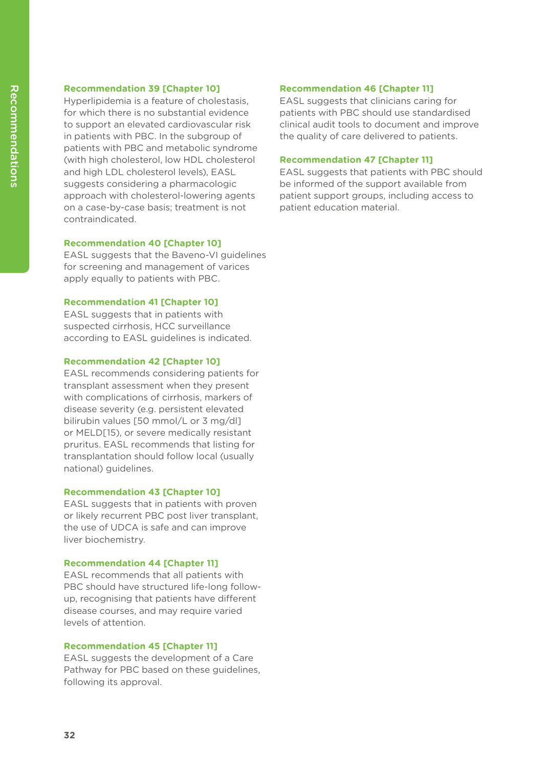### Recommendation 39 [Chapter 10]

Hyperlipidemia is a feature of cholestasis, for which there is no substantial evidence to support an elevated cardiovascular risk in patients with PBC. In the subgroup of patients with PBC and metabolic syndrome (with high cholesterol, low HDL cholesterol and high LDL cholesterol levels), EASL suggests considering a pharmacologic approach with cholesterol-lowering agents on a case-by-case basis; treatment is not contraindicated.

### Recommendation 40 [Chapter 10]

EASL suggests that the Baveno-VI guidelines for screening and management of varices apply equally to patients with PBC.

### Recommendation 41 [Chapter 10]

EASL suggests that in patients with suspected cirrhosis, HCC surveillance according to EASL guidelines is indicated.

### Recommendation 42 [Chapter 10]

EASL recommends considering patients for transplant assessment when they present with complications of cirrhosis, markers of disease severity (e.g. persistent elevated bilirubin values [50 mmol/L or 3 mg/dl] or MELD[15), or severe medically resistant pruritus. EASL recommends that listing for transplantation should follow local (usually national) guidelines.

### Recommendation 43 [Chapter 10]

EASL suggests that in patients with proven or likely recurrent PBC post liver transplant, the use of UDCA is safe and can improve liver biochemistry.

### Recommendation 44 [Chapter 11]

EASL recommends that all patients with PBC should have structured life-long follow-up, recognising that patients have different disease courses, and may require varied levels of attention.

### Recommendation 45 [Chapter 11]

EASL suggests the development of a Care Pathway for PBC based on these guidelines, following its approval.

### Recommendation 46 [Chapter 11]

EASL suggests that clinicians caring for patients with PBC should use standardised clinical audit tools to document and improve the quality of care delivered to patients.

### Recommendation 47 [Chapter 11]

EASL suggests that patients with PBC should be informed of the support available from patient support groups, including access to patient education material.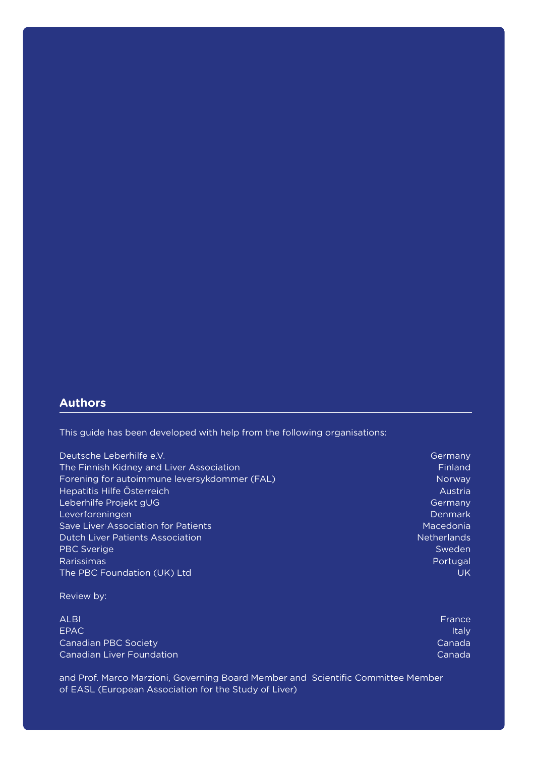## Authors

This guide has been developed with help from the following organisations:

| | |
|---|---|
| Deutsche Leberhilfe e.V. | Germany |
| The Finnish Kidney and Liver Association | Finland |
| Forening for autoimmune leversykdommer (FAL) | Norway |
| Hepatitis Hilfe Österreich | Austria |
| Leberhilfe Projekt gUG | Germany |
| Leverforeningen | Denmark |
| Save Liver Association for Patients | Macedonia |
| Dutch Liver Patients Association | Netherlands |
| PBC Sverige | Sweden |
| Rarissimas | Portugal |
| The PBC Foundation (UK) Ltd | UK |

Review by:

| | |
|---|---|
| ALBI | France |
| EPAC | Italy |
| Canadian PBC Society | Canada |
| Canadian Liver Foundation | Canada |

and Prof. Marco Marzioni, Governing Board Member and Scientific Committee Member of EASL (European Association for the Study of Liver)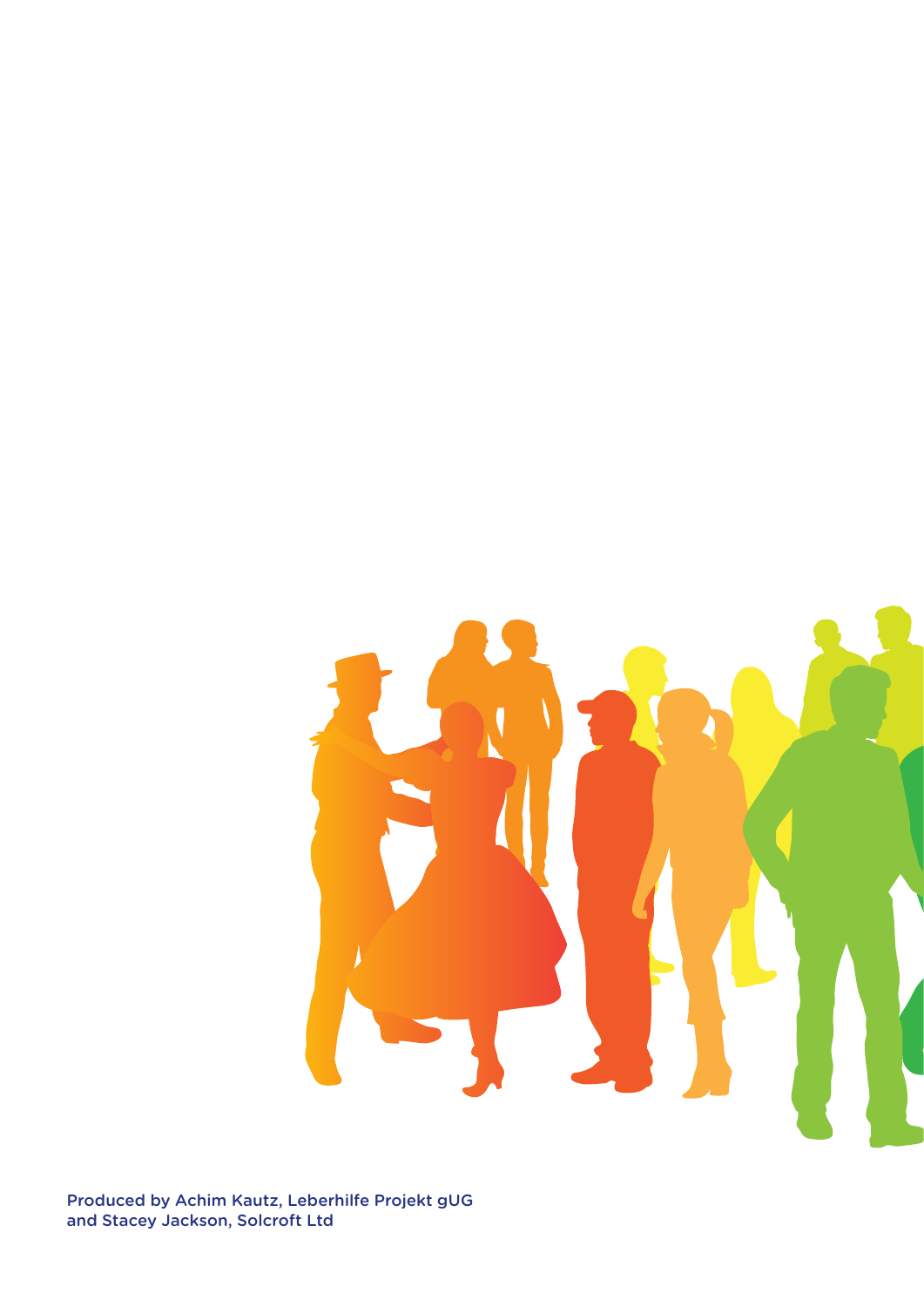Produced by Achim Kautz, Leberhilfe Projekt gUG
and Stacey Jackson, Solcroft Ltd